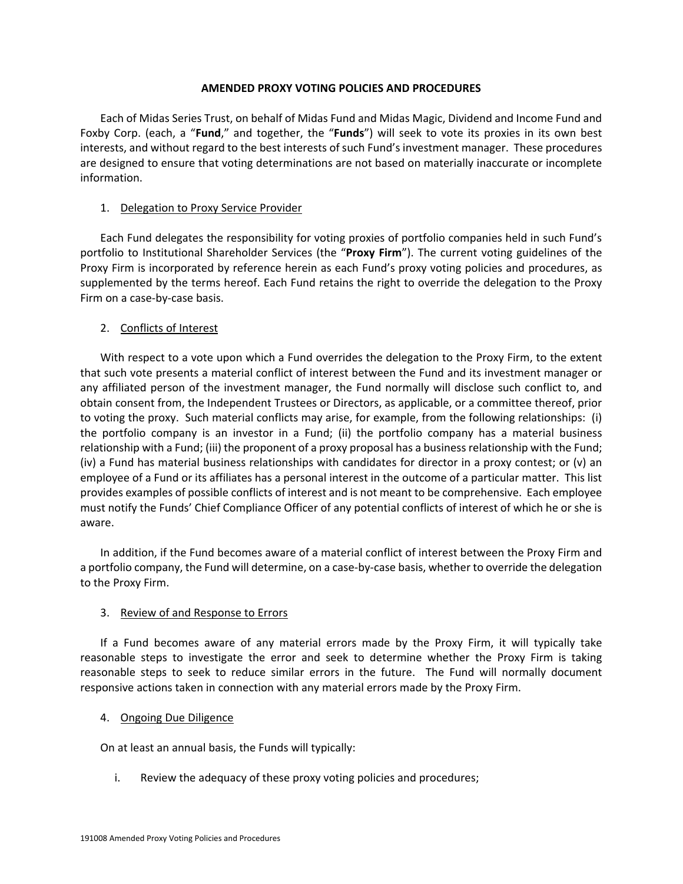# AMENDED PROXY VOTING POLICIES AND PROCEDURES

Each of Midas Series Trust, on behalf of Midas Fund and Midas Magic, Dividend and Income Fund and Foxby Corp. (each, a "**Fund**," and together, the "**Funds**") will seek to vote its proxies in its own best interests, and without regard to the best interests of such Fund's investment manager. These procedures are designed to ensure that voting determinations are not based on materially inaccurate or incomplete information.

1. Delegation to Proxy Service Provider

Each Fund delegates the responsibility for voting proxies of portfolio companies held in such Fund's portfolio to Institutional Shareholder Services (the "**Proxy Firm**"). The current voting guidelines of the Proxy Firm is incorporated by reference herein as each Fund's proxy voting policies and procedures, as supplemented by the terms hereof. Each Fund retains the right to override the delegation to the Proxy Firm on a case-by-case basis.

2. Conflicts of Interest

With respect to a vote upon which a Fund overrides the delegation to the Proxy Firm, to the extent that such vote presents a material conflict of interest between the Fund and its investment manager or any affiliated person of the investment manager, the Fund normally will disclose such conflict to, and obtain consent from, the Independent Trustees or Directors, as applicable, or a committee thereof, prior to voting the proxy. Such material conflicts may arise, for example, from the following relationships: (i) the portfolio company is an investor in a Fund; (ii) the portfolio company has a material business relationship with a Fund; (iii) the proponent of a proxy proposal has a business relationship with the Fund; (iv) a Fund has material business relationships with candidates for director in a proxy contest; or (v) an employee of a Fund or its affiliates has a personal interest in the outcome of a particular matter. This list provides examples of possible conflicts of interest and is not meant to be comprehensive. Each employee must notify the Funds' Chief Compliance Officer of any potential conflicts of interest of which he or she is aware.

In addition, if the Fund becomes aware of a material conflict of interest between the Proxy Firm and a portfolio company, the Fund will determine, on a case-by-case basis, whether to override the delegation to the Proxy Firm.

3. Review of and Response to Errors

If a Fund becomes aware of any material errors made by the Proxy Firm, it will typically take reasonable steps to investigate the error and seek to determine whether the Proxy Firm is taking reasonable steps to seek to reduce similar errors in the future. The Fund will normally document responsive actions taken in connection with any material errors made by the Proxy Firm.

4. Ongoing Due Diligence

On at least an annual basis, the Funds will typically:

i. Review the adequacy of these proxy voting policies and procedures;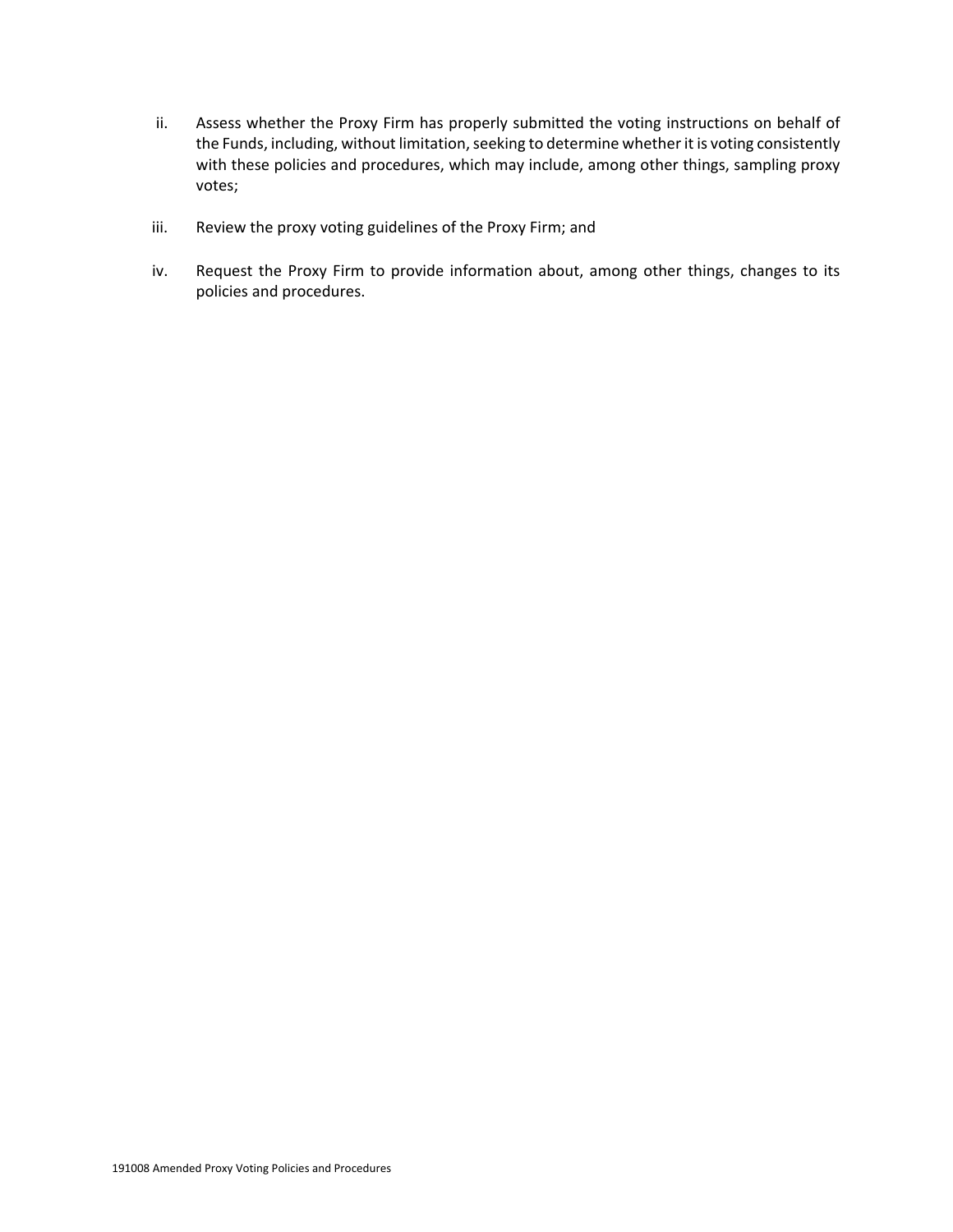ii. Assess whether the Proxy Firm has properly submitted the voting instructions on behalf of the Funds, including, without limitation, seeking to determine whether it is voting consistently with these policies and procedures, which may include, among other things, sampling proxy votes;

iii. Review the proxy voting guidelines of the Proxy Firm; and

iv. Request the Proxy Firm to provide information about, among other things, changes to its policies and procedures.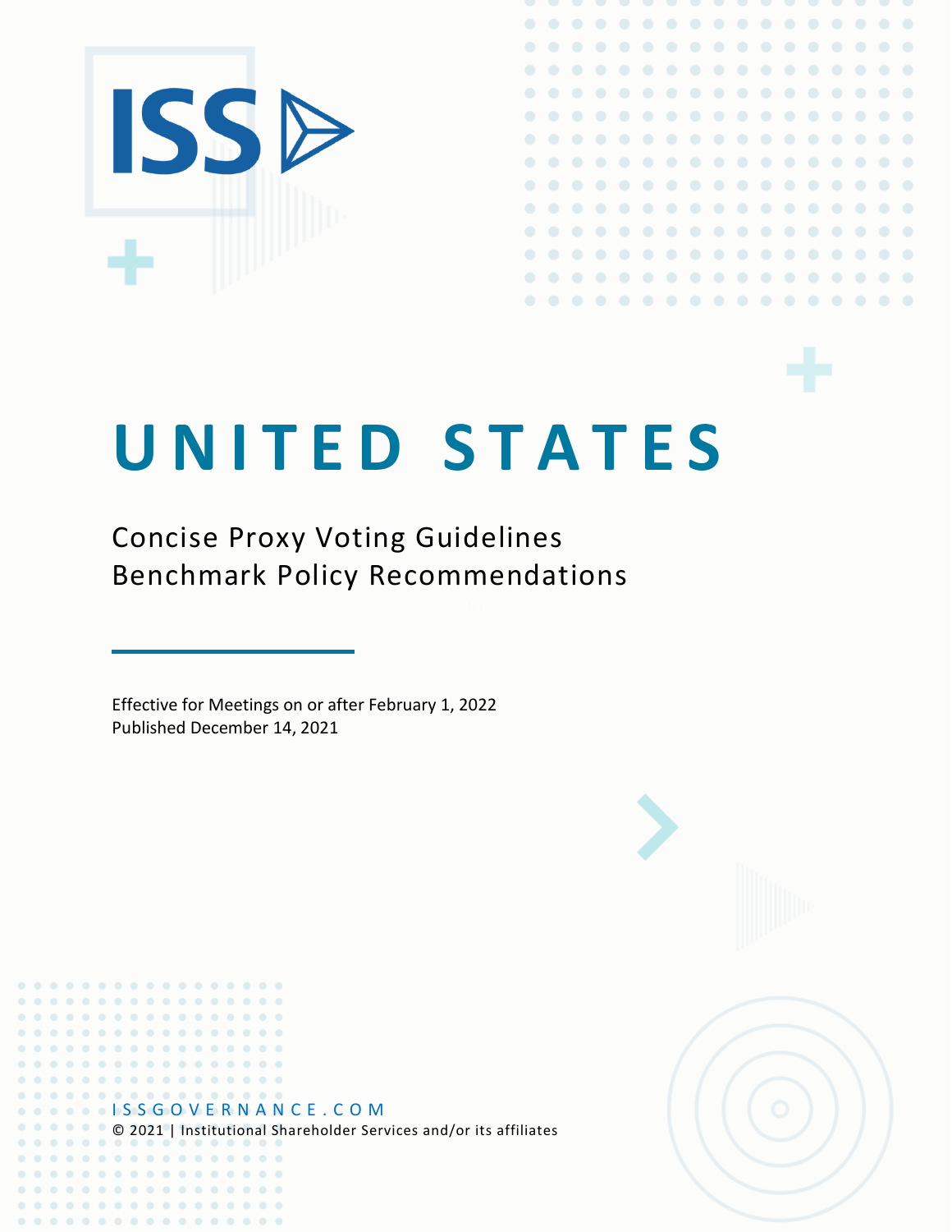# UNITED STATES

Concise Proxy Voting Guidelines
Benchmark Policy Recommendations

Effective for Meetings on or after February 1, 2022
Published December 14, 2021

ISSGOVERNANCE.COM
© 2021 | Institutional Shareholder Services and/or its affiliates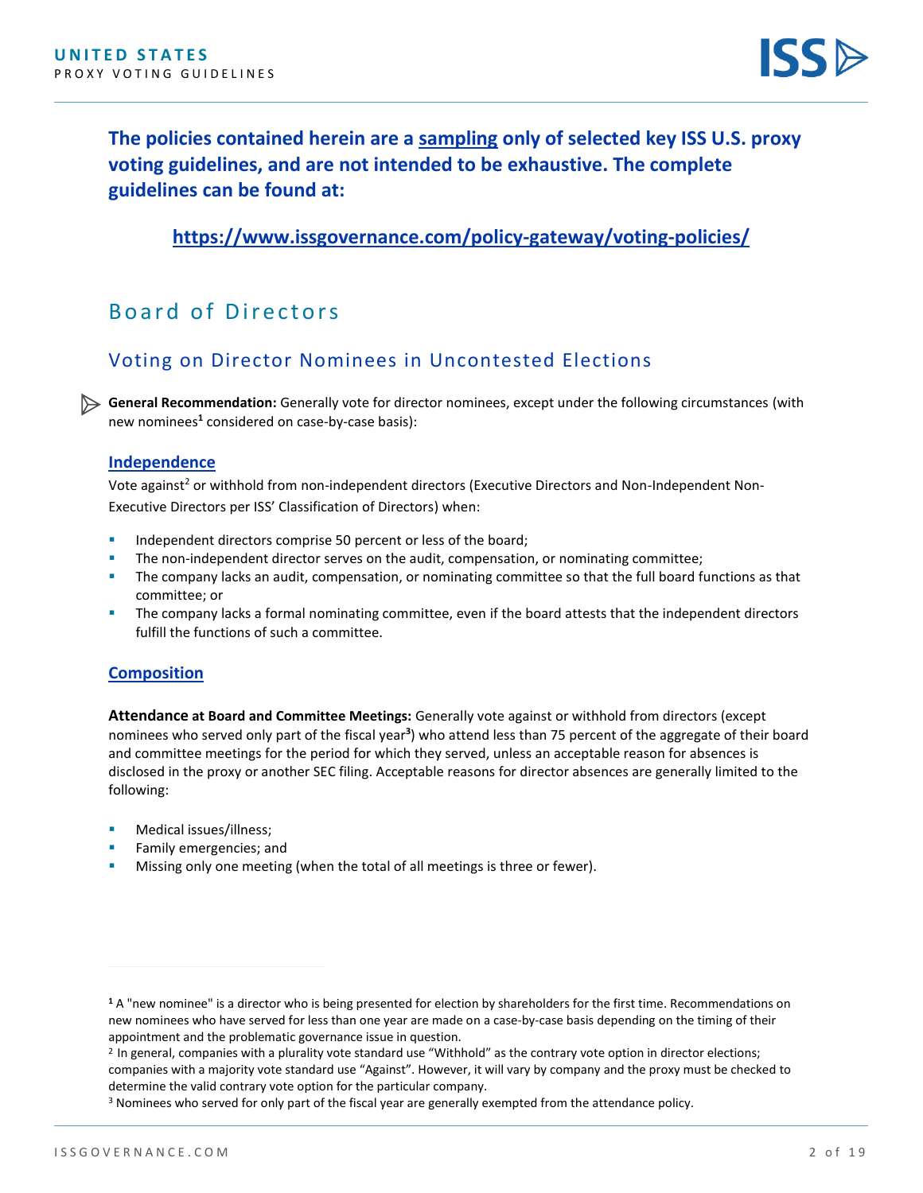**The policies contained herein are a sampling only of selected key ISS U.S. proxy voting guidelines, and are not intended to be exhaustive. The complete guidelines can be found at:**

**https://www.issgovernance.com/policy-gateway/voting-policies/**

# Board of Directors

## Voting on Director Nominees in Uncontested Elections

**General Recommendation:** Generally vote for director nominees, except under the following circumstances (with new nominees[1] considered on case-by-case basis):

### Independence

Vote against[2] or withhold from non-independent directors (Executive Directors and Non-Independent Non-Executive Directors per ISS' Classification of Directors) when:

- Independent directors comprise 50 percent or less of the board;
- The non-independent director serves on the audit, compensation, or nominating committee;
- The company lacks an audit, compensation, or nominating committee so that the full board functions as that committee; or
- The company lacks a formal nominating committee, even if the board attests that the independent directors fulfill the functions of such a committee.

### Composition

**Attendance at Board and Committee Meetings:** Generally vote against or withhold from directors (except nominees who served only part of the fiscal year[3]) who attend less than 75 percent of the aggregate of their board and committee meetings for the period for which they served, unless an acceptable reason for absences is disclosed in the proxy or another SEC filing. Acceptable reasons for director absences are generally limited to the following:

- Medical issues/illness;
- Family emergencies; and
- Missing only one meeting (when the total of all meetings is three or fewer).

[1] A "new nominee" is a director who is being presented for election by shareholders for the first time. Recommendations on new nominees who have served for less than one year are made on a case-by-case basis depending on the timing of their appointment and the problematic governance issue in question.

[2] In general, companies with a plurality vote standard use "Withhold" as the contrary vote option in director elections; companies with a majority vote standard use "Against". However, it will vary by company and the proxy must be checked to determine the valid contrary vote option for the particular company.

[3] Nominees who served for only part of the fiscal year are generally exempted from the attendance policy.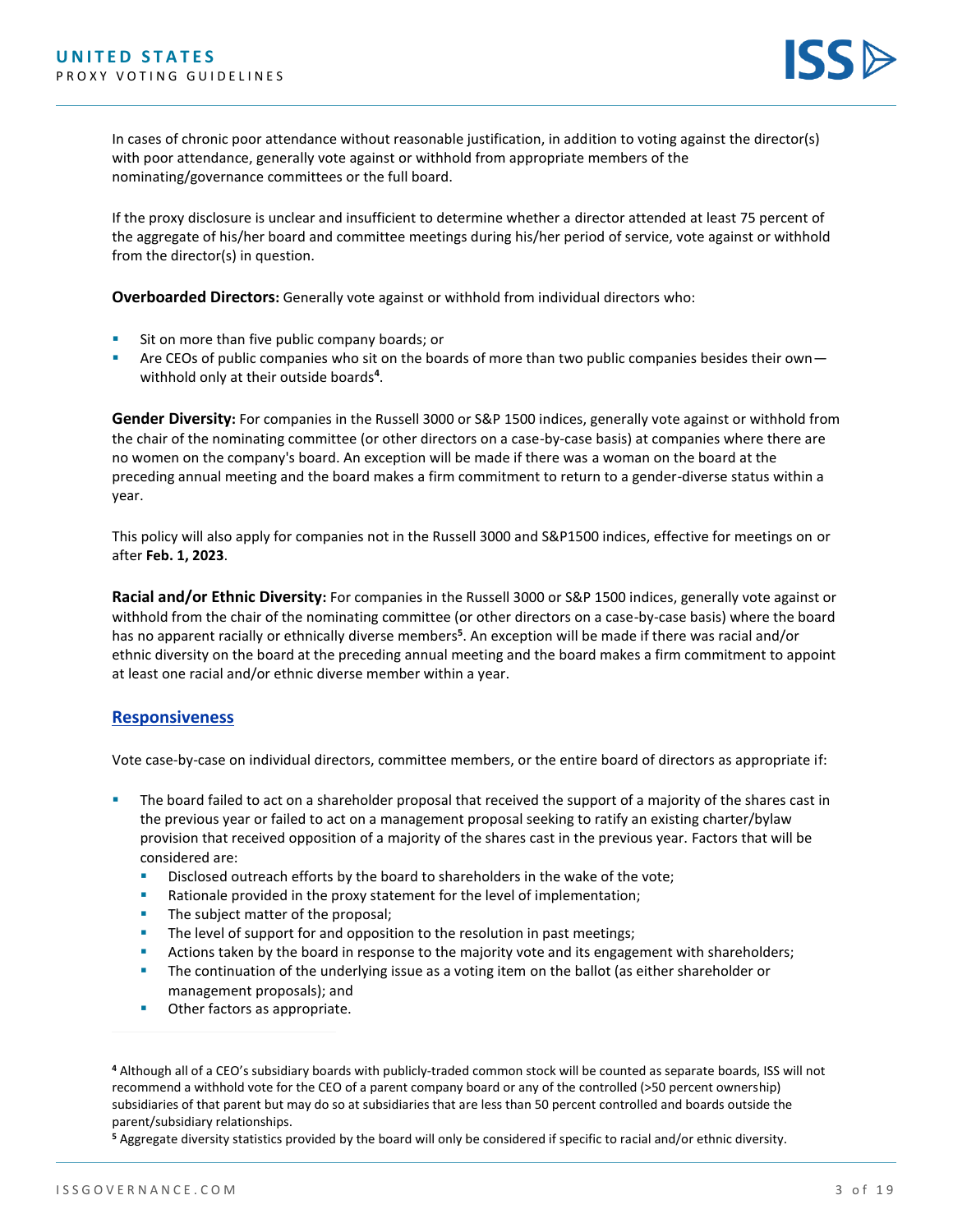In cases of chronic poor attendance without reasonable justification, in addition to voting against the director(s) with poor attendance, generally vote against or withhold from appropriate members of the nominating/governance committees or the full board.

If the proxy disclosure is unclear and insufficient to determine whether a director attended at least 75 percent of the aggregate of his/her board and committee meetings during his/her period of service, vote against or withhold from the director(s) in question.

**Overboarded Directors:** Generally vote against or withhold from individual directors who:

- Sit on more than five public company boards; or
- Are CEOs of public companies who sit on the boards of more than two public companies besides their own—withhold only at their outside boards[4].

**Gender Diversity:** For companies in the Russell 3000 or S&P 1500 indices, generally vote against or withhold from the chair of the nominating committee (or other directors on a case-by-case basis) at companies where there are no women on the company's board. An exception will be made if there was a woman on the board at the preceding annual meeting and the board makes a firm commitment to return to a gender-diverse status within a year.

This policy will also apply for companies not in the Russell 3000 and S&P1500 indices, effective for meetings on or after **Feb. 1, 2023**.

**Racial and/or Ethnic Diversity:** For companies in the Russell 3000 or S&P 1500 indices, generally vote against or withhold from the chair of the nominating committee (or other directors on a case-by-case basis) where the board has no apparent racially or ethnically diverse members[5]. An exception will be made if there was racial and/or ethnic diversity on the board at the preceding annual meeting and the board makes a firm commitment to appoint at least one racial and/or ethnic diverse member within a year.

## Responsiveness

Vote case-by-case on individual directors, committee members, or the entire board of directors as appropriate if:

- The board failed to act on a shareholder proposal that received the support of a majority of the shares cast in the previous year or failed to act on a management proposal seeking to ratify an existing charter/bylaw provision that received opposition of a majority of the shares cast in the previous year. Factors that will be considered are:
  - Disclosed outreach efforts by the board to shareholders in the wake of the vote;
  - Rationale provided in the proxy statement for the level of implementation;
  - The subject matter of the proposal;
  - The level of support for and opposition to the resolution in past meetings;
  - Actions taken by the board in response to the majority vote and its engagement with shareholders;
  - The continuation of the underlying issue as a voting item on the ballot (as either shareholder or management proposals); and
  - Other factors as appropriate.

[4] Although all of a CEO's subsidiary boards with publicly-traded common stock will be counted as separate boards, ISS will not recommend a withhold vote for the CEO of a parent company board or any of the controlled (>50 percent ownership) subsidiaries of that parent but may do so at subsidiaries that are less than 50 percent controlled and boards outside the parent/subsidiary relationships.

[5] Aggregate diversity statistics provided by the board will only be considered if specific to racial and/or ethnic diversity.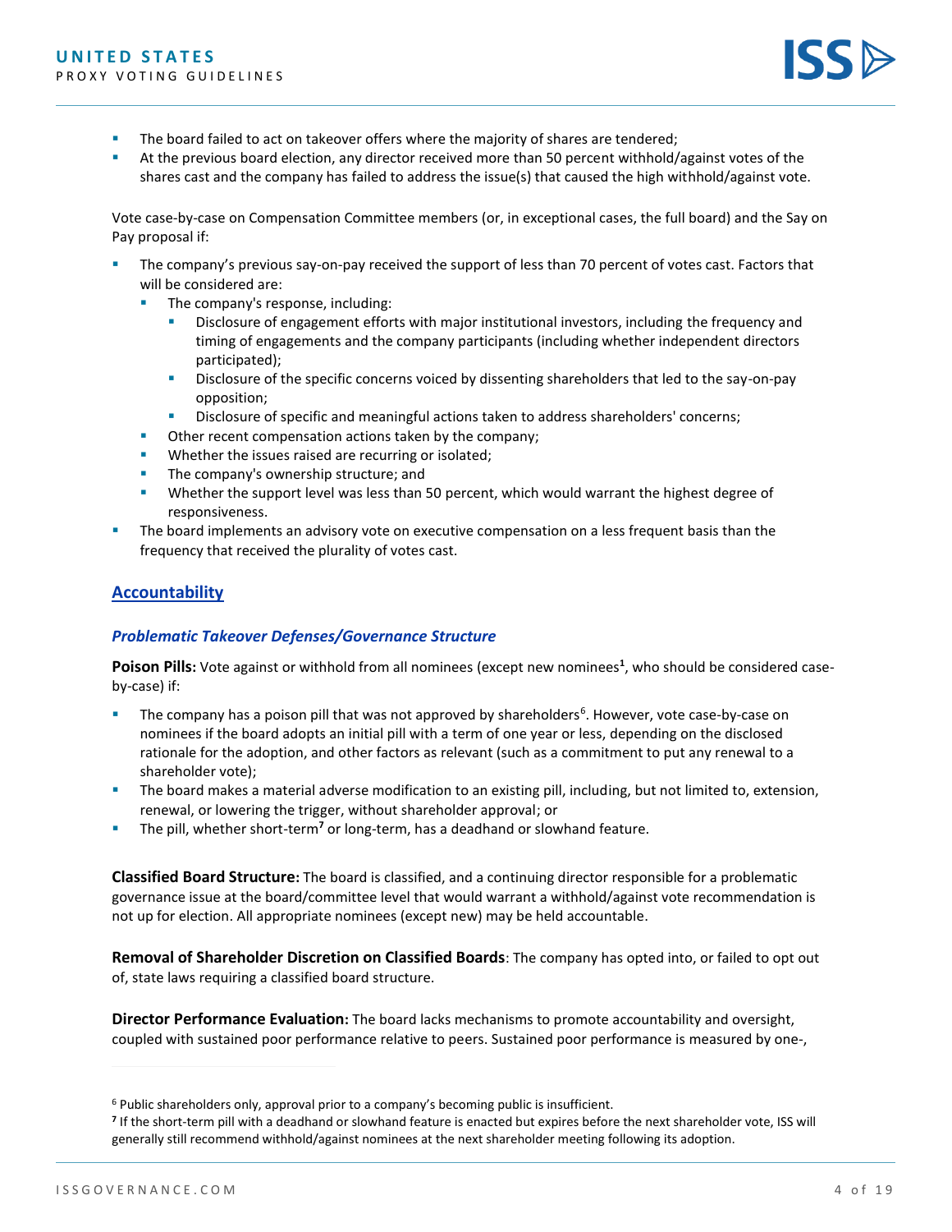- The board failed to act on takeover offers where the majority of shares are tendered;
- At the previous board election, any director received more than 50 percent withhold/against votes of the shares cast and the company has failed to address the issue(s) that caused the high withhold/against vote.

Vote case-by-case on Compensation Committee members (or, in exceptional cases, the full board) and the Say on Pay proposal if:

- The company's previous say-on-pay received the support of less than 70 percent of votes cast. Factors that will be considered are:
  - The company's response, including:
    - Disclosure of engagement efforts with major institutional investors, including the frequency and timing of engagements and the company participants (including whether independent directors participated);
    - Disclosure of the specific concerns voiced by dissenting shareholders that led to the say-on-pay opposition;
    - Disclosure of specific and meaningful actions taken to address shareholders' concerns;
  - Other recent compensation actions taken by the company;
  - Whether the issues raised are recurring or isolated;
  - The company's ownership structure; and
  - Whether the support level was less than 50 percent, which would warrant the highest degree of responsiveness.
- The board implements an advisory vote on executive compensation on a less frequent basis than the frequency that received the plurality of votes cast.

## Accountability

### *Problematic Takeover Defenses/Governance Structure*

**Poison Pills:** Vote against or withhold from all nominees (except new nominees[1], who should be considered case-by-case) if:

- The company has a poison pill that was not approved by shareholders[6]. However, vote case-by-case on nominees if the board adopts an initial pill with a term of one year or less, depending on the disclosed rationale for the adoption, and other factors as relevant (such as a commitment to put any renewal to a shareholder vote);
- The board makes a material adverse modification to an existing pill, including, but not limited to, extension, renewal, or lowering the trigger, without shareholder approval; or
- The pill, whether short-term[7] or long-term, has a deadhand or slowhand feature.

**Classified Board Structure:** The board is classified, and a continuing director responsible for a problematic governance issue at the board/committee level that would warrant a withhold/against vote recommendation is not up for election. All appropriate nominees (except new) may be held accountable.

**Removal of Shareholder Discretion on Classified Boards**: The company has opted into, or failed to opt out of, state laws requiring a classified board structure.

**Director Performance Evaluation:** The board lacks mechanisms to promote accountability and oversight, coupled with sustained poor performance relative to peers. Sustained poor performance is measured by one-,

---

[6] Public shareholders only, approval prior to a company's becoming public is insufficient.

[7] If the short-term pill with a deadhand or slowhand feature is enacted but expires before the next shareholder vote, ISS will generally still recommend withhold/against nominees at the next shareholder meeting following its adoption.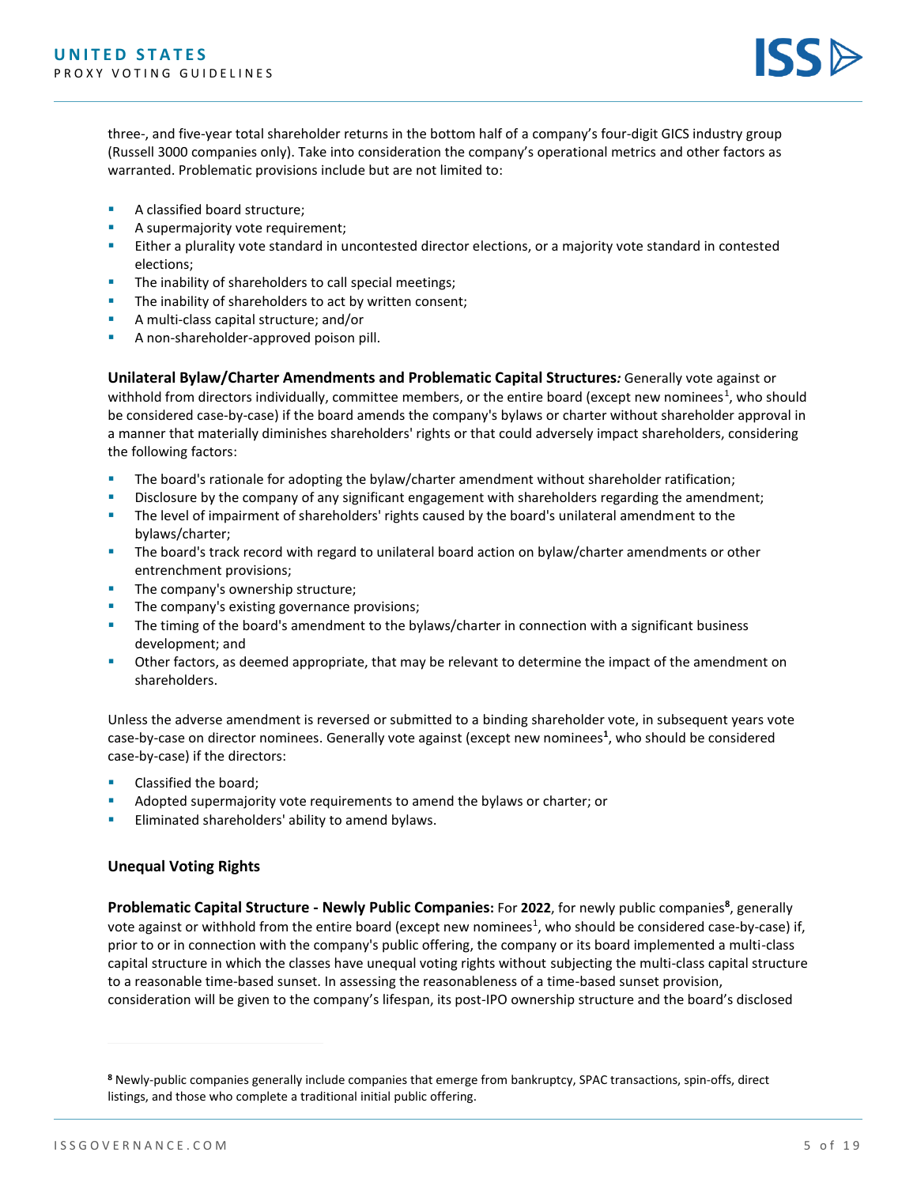three-, and five-year total shareholder returns in the bottom half of a company's four-digit GICS industry group (Russell 3000 companies only). Take into consideration the company's operational metrics and other factors as warranted. Problematic provisions include but are not limited to:

- A classified board structure;
- A supermajority vote requirement;
- Either a plurality vote standard in uncontested director elections, or a majority vote standard in contested elections;
- The inability of shareholders to call special meetings;
- The inability of shareholders to act by written consent;
- A multi-class capital structure; and/or
- A non-shareholder-approved poison pill.

**Unilateral Bylaw/Charter Amendments and Problematic Capital Structures*:*** Generally vote against or withhold from directors individually, committee members, or the entire board (except new nominees[1], who should be considered case-by-case) if the board amends the company's bylaws or charter without shareholder approval in a manner that materially diminishes shareholders' rights or that could adversely impact shareholders, considering the following factors:

- The board's rationale for adopting the bylaw/charter amendment without shareholder ratification;
- Disclosure by the company of any significant engagement with shareholders regarding the amendment;
- The level of impairment of shareholders' rights caused by the board's unilateral amendment to the bylaws/charter;
- The board's track record with regard to unilateral board action on bylaw/charter amendments or other entrenchment provisions;
- The company's ownership structure;
- The company's existing governance provisions;
- The timing of the board's amendment to the bylaws/charter in connection with a significant business development; and
- Other factors, as deemed appropriate, that may be relevant to determine the impact of the amendment on shareholders.

Unless the adverse amendment is reversed or submitted to a binding shareholder vote, in subsequent years vote case-by-case on director nominees. Generally vote against (except new nominees[1], who should be considered case-by-case) if the directors:

- Classified the board;
- Adopted supermajority vote requirements to amend the bylaws or charter; or
- Eliminated shareholders' ability to amend bylaws.

### Unequal Voting Rights

**Problematic Capital Structure - Newly Public Companies:** For **2022**, for newly public companies[8], generally vote against or withhold from the entire board (except new nominees[1], who should be considered case-by-case) if, prior to or in connection with the company's public offering, the company or its board implemented a multi-class capital structure in which the classes have unequal voting rights without subjecting the multi-class capital structure to a reasonable time-based sunset. In assessing the reasonableness of a time-based sunset provision, consideration will be given to the company's lifespan, its post-IPO ownership structure and the board's disclosed

[8] Newly-public companies generally include companies that emerge from bankruptcy, SPAC transactions, spin-offs, direct listings, and those who complete a traditional initial public offering.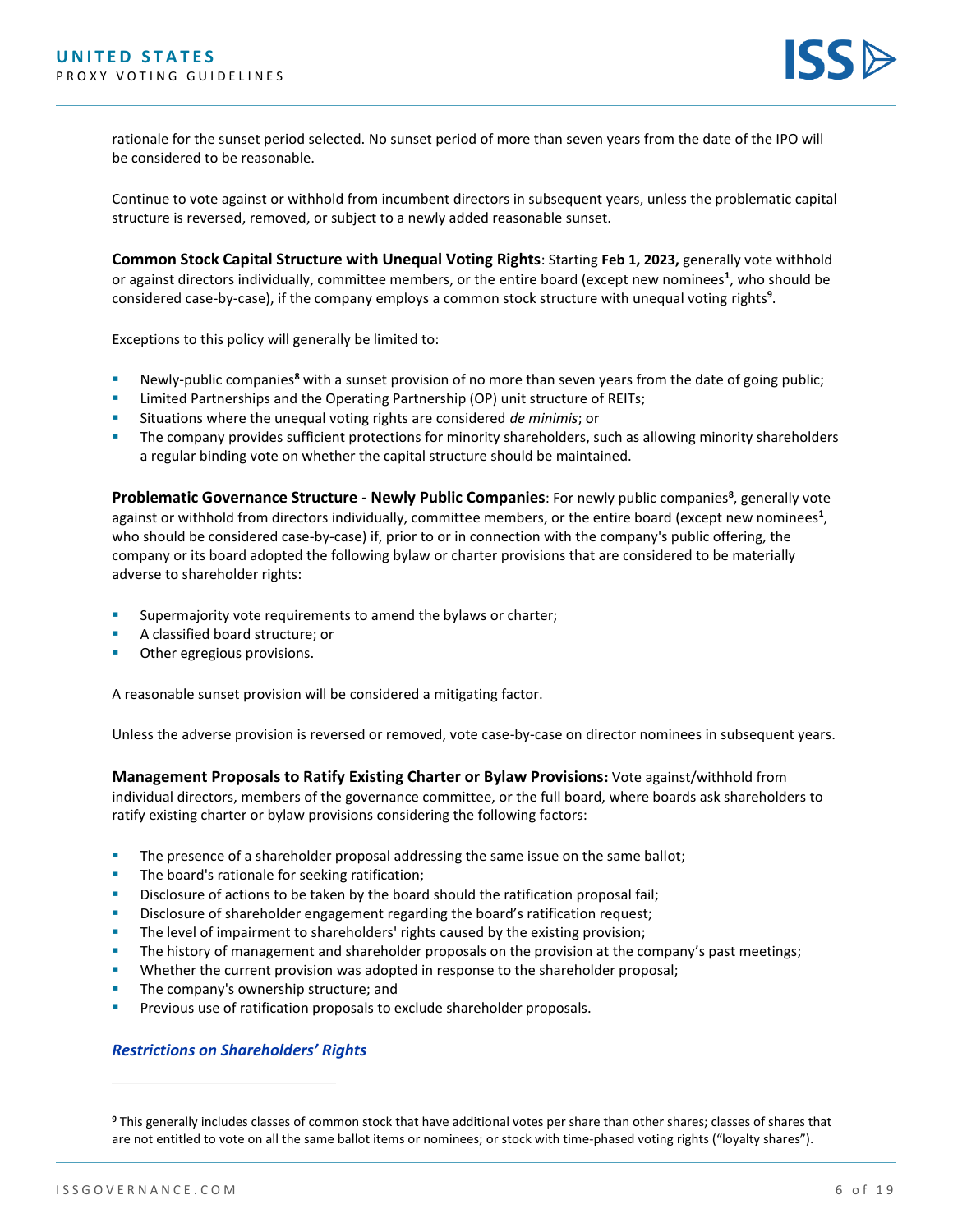rationale for the sunset period selected. No sunset period of more than seven years from the date of the IPO will be considered to be reasonable.

Continue to vote against or withhold from incumbent directors in subsequent years, unless the problematic capital structure is reversed, removed, or subject to a newly added reasonable sunset.

**Common Stock Capital Structure with Unequal Voting Rights**: Starting **Feb 1, 2023,** generally vote withhold or against directors individually, committee members, or the entire board (except new nominees[1], who should be considered case-by-case), if the company employs a common stock structure with unequal voting rights[9].

Exceptions to this policy will generally be limited to:

- Newly-public companies[8] with a sunset provision of no more than seven years from the date of going public;
- Limited Partnerships and the Operating Partnership (OP) unit structure of REITs;
- Situations where the unequal voting rights are considered *de minimis*; or
- The company provides sufficient protections for minority shareholders, such as allowing minority shareholders a regular binding vote on whether the capital structure should be maintained.

**Problematic Governance Structure - Newly Public Companies**: For newly public companies[8], generally vote against or withhold from directors individually, committee members, or the entire board (except new nominees[1], who should be considered case-by-case) if, prior to or in connection with the company's public offering, the company or its board adopted the following bylaw or charter provisions that are considered to be materially adverse to shareholder rights:

- Supermajority vote requirements to amend the bylaws or charter;
- A classified board structure; or
- Other egregious provisions.

A reasonable sunset provision will be considered a mitigating factor.

Unless the adverse provision is reversed or removed, vote case-by-case on director nominees in subsequent years.

**Management Proposals to Ratify Existing Charter or Bylaw Provisions:** Vote against/withhold from individual directors, members of the governance committee, or the full board, where boards ask shareholders to ratify existing charter or bylaw provisions considering the following factors:

- The presence of a shareholder proposal addressing the same issue on the same ballot;
- The board's rationale for seeking ratification;
- Disclosure of actions to be taken by the board should the ratification proposal fail;
- Disclosure of shareholder engagement regarding the board's ratification request;
- The level of impairment to shareholders' rights caused by the existing provision;
- The history of management and shareholder proposals on the provision at the company's past meetings;
- Whether the current provision was adopted in response to the shareholder proposal;
- The company's ownership structure; and
- Previous use of ratification proposals to exclude shareholder proposals.

### *Restrictions on Shareholders' Rights*

[9] This generally includes classes of common stock that have additional votes per share than other shares; classes of shares that are not entitled to vote on all the same ballot items or nominees; or stock with time-phased voting rights ("loyalty shares").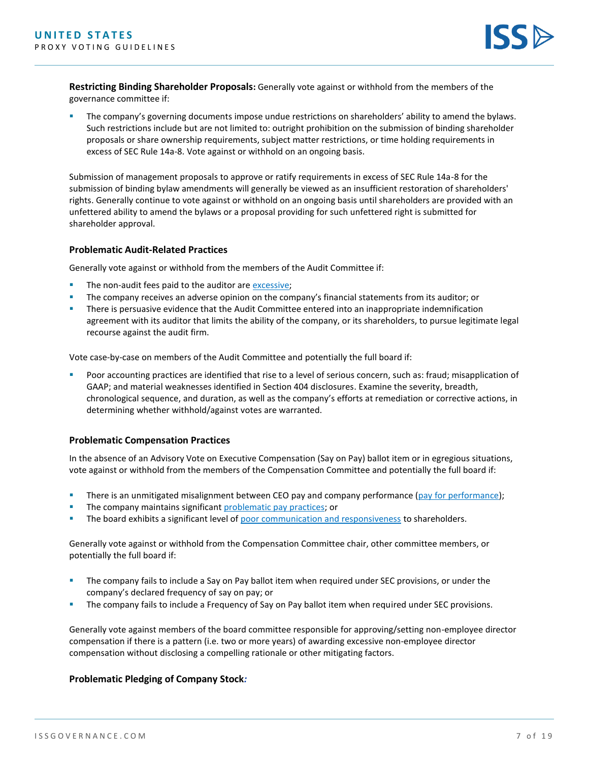**Restricting Binding Shareholder Proposals:** Generally vote against or withhold from the members of the governance committee if:

- The company's governing documents impose undue restrictions on shareholders' ability to amend the bylaws. Such restrictions include but are not limited to: outright prohibition on the submission of binding shareholder proposals or share ownership requirements, subject matter restrictions, or time holding requirements in excess of SEC Rule 14a-8. Vote against or withhold on an ongoing basis.

Submission of management proposals to approve or ratify requirements in excess of SEC Rule 14a-8 for the submission of binding bylaw amendments will generally be viewed as an insufficient restoration of shareholders' rights. Generally continue to vote against or withhold on an ongoing basis until shareholders are provided with an unfettered ability to amend the bylaws or a proposal providing for such unfettered right is submitted for shareholder approval.

### Problematic Audit-Related Practices

Generally vote against or withhold from the members of the Audit Committee if:

- The non-audit fees paid to the auditor are excessive;
- The company receives an adverse opinion on the company's financial statements from its auditor; or
- There is persuasive evidence that the Audit Committee entered into an inappropriate indemnification agreement with its auditor that limits the ability of the company, or its shareholders, to pursue legitimate legal recourse against the audit firm.

Vote case-by-case on members of the Audit Committee and potentially the full board if:

- Poor accounting practices are identified that rise to a level of serious concern, such as: fraud; misapplication of GAAP; and material weaknesses identified in Section 404 disclosures. Examine the severity, breadth, chronological sequence, and duration, as well as the company's efforts at remediation or corrective actions, in determining whether withhold/against votes are warranted.

### Problematic Compensation Practices

In the absence of an Advisory Vote on Executive Compensation (Say on Pay) ballot item or in egregious situations, vote against or withhold from the members of the Compensation Committee and potentially the full board if:

- There is an unmitigated misalignment between CEO pay and company performance (pay for performance);
- The company maintains significant problematic pay practices; or
- The board exhibits a significant level of poor communication and responsiveness to shareholders.

Generally vote against or withhold from the Compensation Committee chair, other committee members, or potentially the full board if:

- The company fails to include a Say on Pay ballot item when required under SEC provisions, or under the company's declared frequency of say on pay; or
- The company fails to include a Frequency of Say on Pay ballot item when required under SEC provisions.

Generally vote against members of the board committee responsible for approving/setting non-employee director compensation if there is a pattern (i.e. two or more years) of awarding excessive non-employee director compensation without disclosing a compelling rationale or other mitigating factors.

### Problematic Pledging of Company Stock: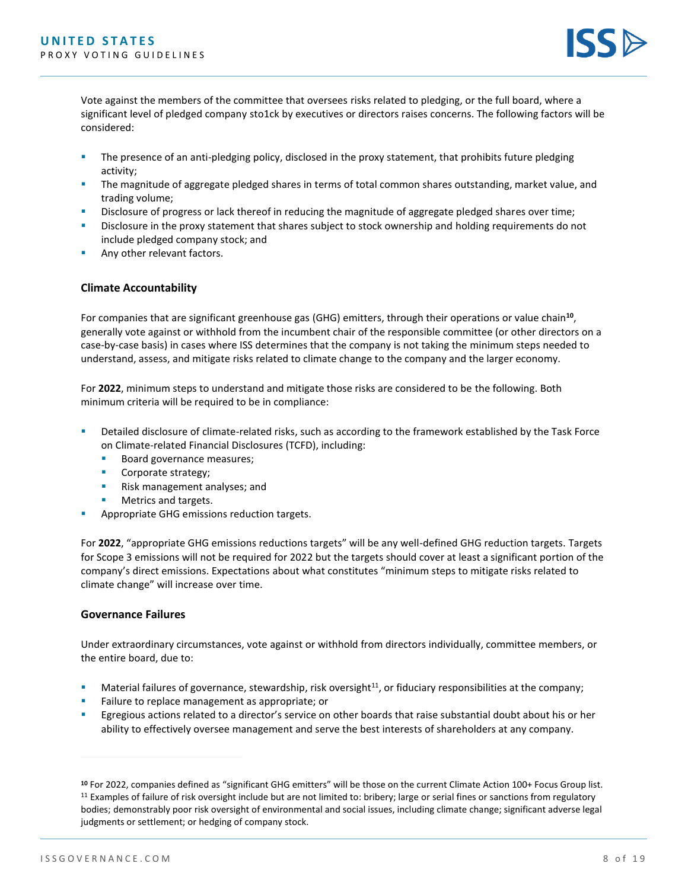Vote against the members of the committee that oversees risks related to pledging, or the full board, where a significant level of pledged company sto1ck by executives or directors raises concerns. The following factors will be considered:

- The presence of an anti-pledging policy, disclosed in the proxy statement, that prohibits future pledging activity;
- The magnitude of aggregate pledged shares in terms of total common shares outstanding, market value, and trading volume;
- Disclosure of progress or lack thereof in reducing the magnitude of aggregate pledged shares over time;
- Disclosure in the proxy statement that shares subject to stock ownership and holding requirements do not include pledged company stock; and
- Any other relevant factors.

### Climate Accountability

For companies that are significant greenhouse gas (GHG) emitters, through their operations or value chain[10], generally vote against or withhold from the incumbent chair of the responsible committee (or other directors on a case-by-case basis) in cases where ISS determines that the company is not taking the minimum steps needed to understand, assess, and mitigate risks related to climate change to the company and the larger economy.

For **2022**, minimum steps to understand and mitigate those risks are considered to be the following. Both minimum criteria will be required to be in compliance:

- Detailed disclosure of climate-related risks, such as according to the framework established by the Task Force on Climate-related Financial Disclosures (TCFD), including:
  - Board governance measures;
  - Corporate strategy;
  - Risk management analyses; and
  - Metrics and targets.
- Appropriate GHG emissions reduction targets.

For **2022**, "appropriate GHG emissions reductions targets" will be any well-defined GHG reduction targets. Targets for Scope 3 emissions will not be required for 2022 but the targets should cover at least a significant portion of the company's direct emissions. Expectations about what constitutes "minimum steps to mitigate risks related to climate change" will increase over time.

### Governance Failures

Under extraordinary circumstances, vote against or withhold from directors individually, committee members, or the entire board, due to:

- Material failures of governance, stewardship, risk oversight[11], or fiduciary responsibilities at the company;
- Failure to replace management as appropriate; or
- Egregious actions related to a director's service on other boards that raise substantial doubt about his or her ability to effectively oversee management and serve the best interests of shareholders at any company.

---

[10] For 2022, companies defined as "significant GHG emitters" will be those on the current Climate Action 100+ Focus Group list.

[11] Examples of failure of risk oversight include but are not limited to: bribery; large or serial fines or sanctions from regulatory bodies; demonstrably poor risk oversight of environmental and social issues, including climate change; significant adverse legal judgments or settlement; or hedging of company stock.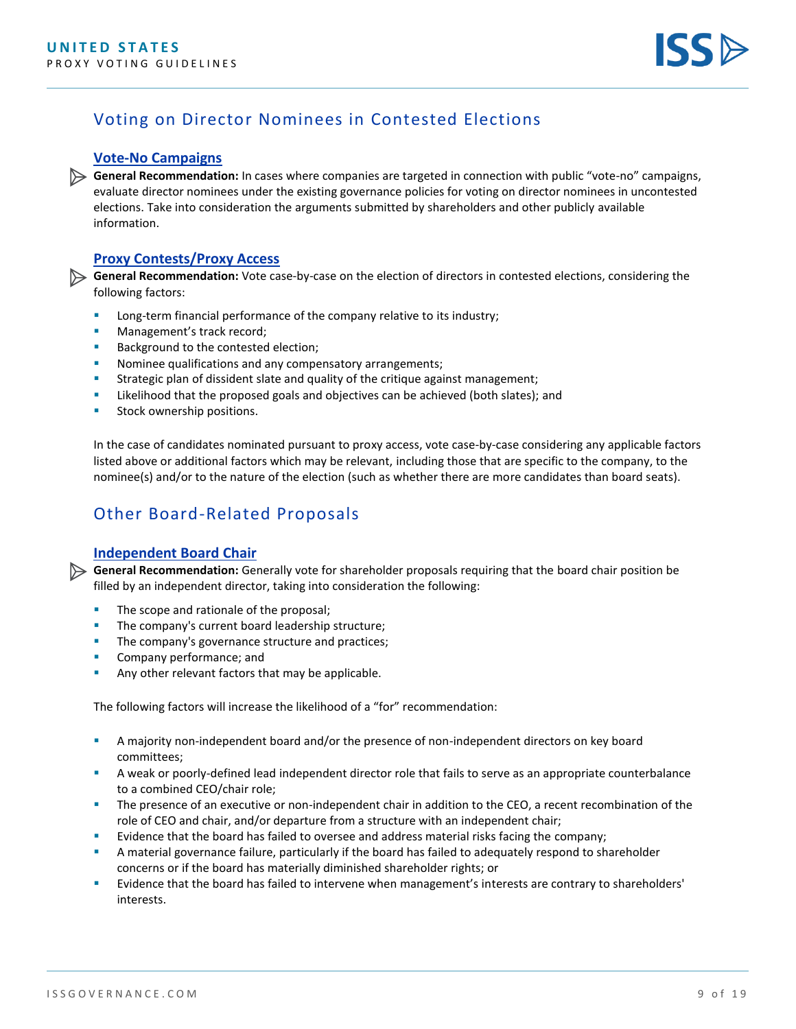## Voting on Director Nominees in Contested Elections

### Vote-No Campaigns

**General Recommendation:** In cases where companies are targeted in connection with public "vote-no" campaigns, evaluate director nominees under the existing governance policies for voting on director nominees in uncontested elections. Take into consideration the arguments submitted by shareholders and other publicly available information.

### Proxy Contests/Proxy Access

**General Recommendation:** Vote case-by-case on the election of directors in contested elections, considering the following factors:

- Long-term financial performance of the company relative to its industry;
- Management's track record;
- Background to the contested election;
- Nominee qualifications and any compensatory arrangements;
- Strategic plan of dissident slate and quality of the critique against management;
- Likelihood that the proposed goals and objectives can be achieved (both slates); and
- Stock ownership positions.

In the case of candidates nominated pursuant to proxy access, vote case-by-case considering any applicable factors listed above or additional factors which may be relevant, including those that are specific to the company, to the nominee(s) and/or to the nature of the election (such as whether there are more candidates than board seats).

## Other Board-Related Proposals

### Independent Board Chair

**General Recommendation:** Generally vote for shareholder proposals requiring that the board chair position be filled by an independent director, taking into consideration the following:

- The scope and rationale of the proposal;
- The company's current board leadership structure;
- The company's governance structure and practices;
- Company performance; and
- Any other relevant factors that may be applicable.

The following factors will increase the likelihood of a "for" recommendation:

- A majority non-independent board and/or the presence of non-independent directors on key board committees;
- A weak or poorly-defined lead independent director role that fails to serve as an appropriate counterbalance to a combined CEO/chair role;
- The presence of an executive or non-independent chair in addition to the CEO, a recent recombination of the role of CEO and chair, and/or departure from a structure with an independent chair;
- Evidence that the board has failed to oversee and address material risks facing the company;
- A material governance failure, particularly if the board has failed to adequately respond to shareholder concerns or if the board has materially diminished shareholder rights; or
- Evidence that the board has failed to intervene when management's interests are contrary to shareholders' interests.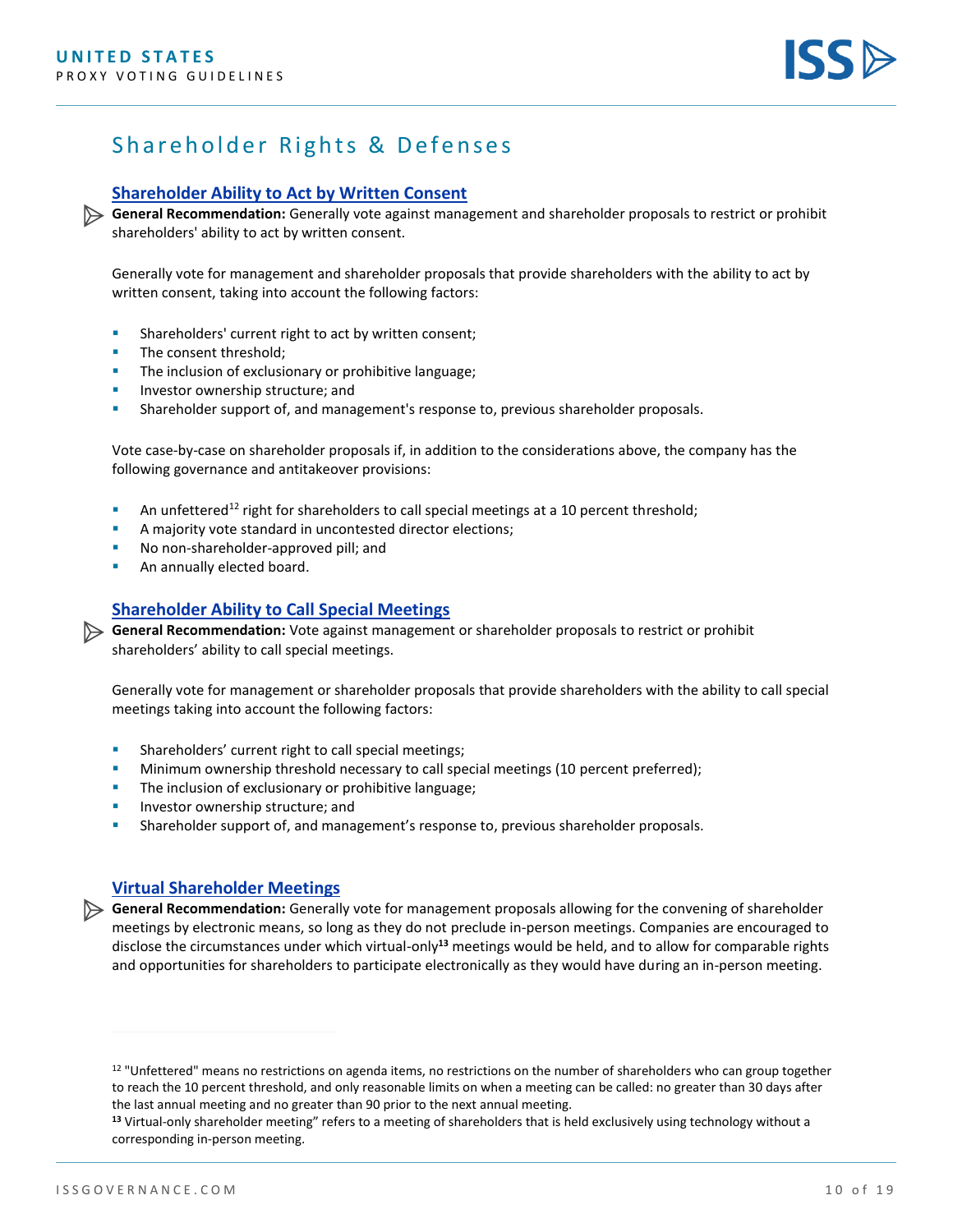# Shareholder Rights & Defenses

## Shareholder Ability to Act by Written Consent

**General Recommendation:** Generally vote against management and shareholder proposals to restrict or prohibit shareholders' ability to act by written consent.

Generally vote for management and shareholder proposals that provide shareholders with the ability to act by written consent, taking into account the following factors:

- Shareholders' current right to act by written consent;
- The consent threshold;
- The inclusion of exclusionary or prohibitive language;
- Investor ownership structure; and
- Shareholder support of, and management's response to, previous shareholder proposals.

Vote case-by-case on shareholder proposals if, in addition to the considerations above, the company has the following governance and antitakeover provisions:

- An unfettered[12] right for shareholders to call special meetings at a 10 percent threshold;
- A majority vote standard in uncontested director elections;
- No non-shareholder-approved pill; and
- An annually elected board.

## Shareholder Ability to Call Special Meetings

**General Recommendation:** Vote against management or shareholder proposals to restrict or prohibit shareholders' ability to call special meetings.

Generally vote for management or shareholder proposals that provide shareholders with the ability to call special meetings taking into account the following factors:

- Shareholders' current right to call special meetings;
- Minimum ownership threshold necessary to call special meetings (10 percent preferred);
- The inclusion of exclusionary or prohibitive language;
- Investor ownership structure; and
- Shareholder support of, and management's response to, previous shareholder proposals.

## Virtual Shareholder Meetings

**General Recommendation:** Generally vote for management proposals allowing for the convening of shareholder meetings by electronic means, so long as they do not preclude in-person meetings. Companies are encouraged to disclose the circumstances under which virtual-only[13] meetings would be held, and to allow for comparable rights and opportunities for shareholders to participate electronically as they would have during an in-person meeting.

---

[12] "Unfettered" means no restrictions on agenda items, no restrictions on the number of shareholders who can group together to reach the 10 percent threshold, and only reasonable limits on when a meeting can be called: no greater than 30 days after the last annual meeting and no greater than 90 prior to the next annual meeting.

[13] Virtual-only shareholder meeting" refers to a meeting of shareholders that is held exclusively using technology without a corresponding in-person meeting.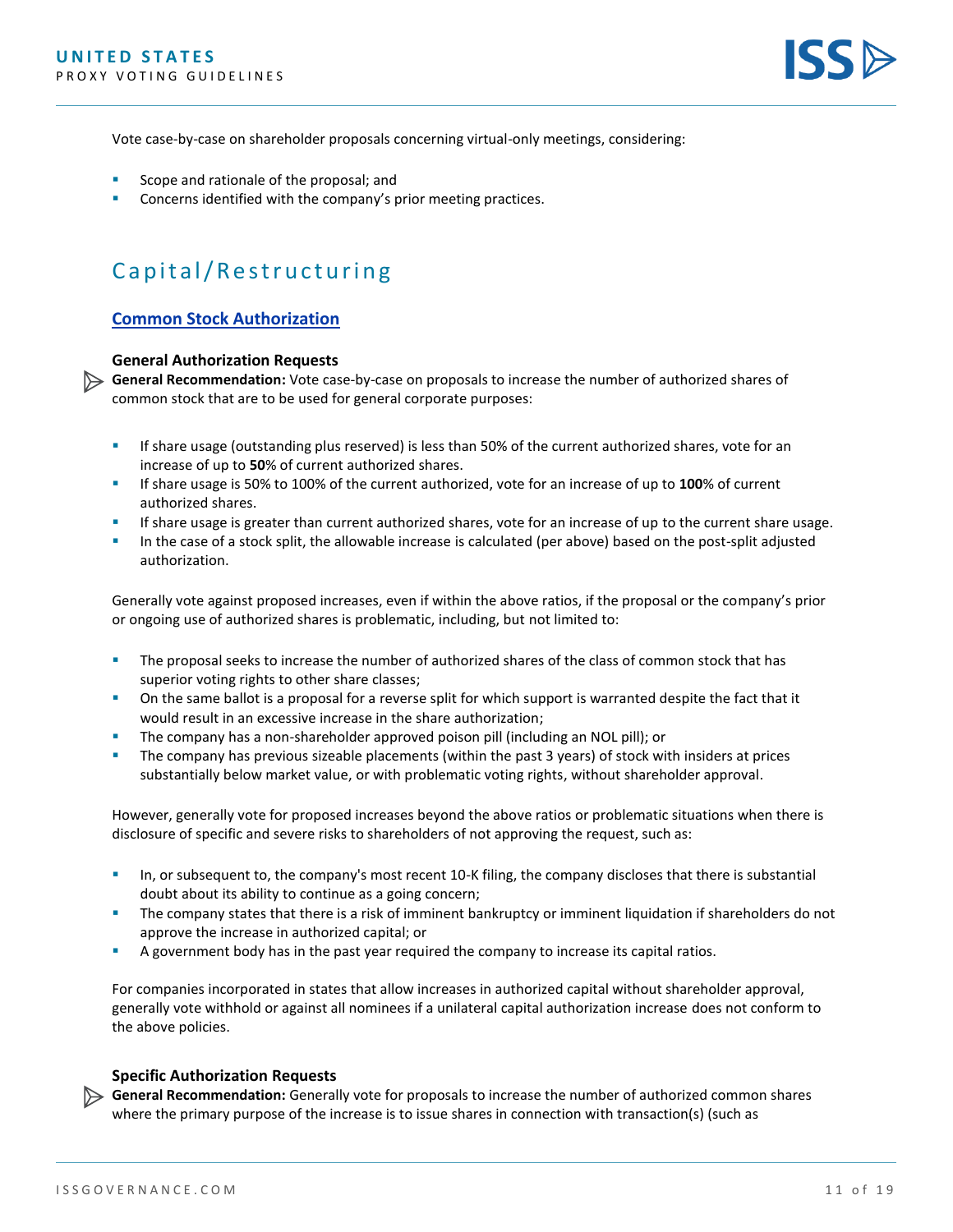Vote case-by-case on shareholder proposals concerning virtual-only meetings, considering:

- Scope and rationale of the proposal; and
- Concerns identified with the company's prior meeting practices.

# Capital/Restructuring

## Common Stock Authorization

### General Authorization Requests

**General Recommendation:** Vote case-by-case on proposals to increase the number of authorized shares of common stock that are to be used for general corporate purposes:

- If share usage (outstanding plus reserved) is less than 50% of the current authorized shares, vote for an increase of up to **50**% of current authorized shares.
- If share usage is 50% to 100% of the current authorized, vote for an increase of up to **100**% of current authorized shares.
- If share usage is greater than current authorized shares, vote for an increase of up to the current share usage.
- In the case of a stock split, the allowable increase is calculated (per above) based on the post-split adjusted authorization.

Generally vote against proposed increases, even if within the above ratios, if the proposal or the company's prior or ongoing use of authorized shares is problematic, including, but not limited to:

- The proposal seeks to increase the number of authorized shares of the class of common stock that has superior voting rights to other share classes;
- On the same ballot is a proposal for a reverse split for which support is warranted despite the fact that it would result in an excessive increase in the share authorization;
- The company has a non-shareholder approved poison pill (including an NOL pill); or
- The company has previous sizeable placements (within the past 3 years) of stock with insiders at prices substantially below market value, or with problematic voting rights, without shareholder approval.

However, generally vote for proposed increases beyond the above ratios or problematic situations when there is disclosure of specific and severe risks to shareholders of not approving the request, such as:

- In, or subsequent to, the company's most recent 10-K filing, the company discloses that there is substantial doubt about its ability to continue as a going concern;
- The company states that there is a risk of imminent bankruptcy or imminent liquidation if shareholders do not approve the increase in authorized capital; or
- A government body has in the past year required the company to increase its capital ratios.

For companies incorporated in states that allow increases in authorized capital without shareholder approval, generally vote withhold or against all nominees if a unilateral capital authorization increase does not conform to the above policies.

### Specific Authorization Requests

**General Recommendation:** Generally vote for proposals to increase the number of authorized common shares where the primary purpose of the increase is to issue shares in connection with transaction(s) (such as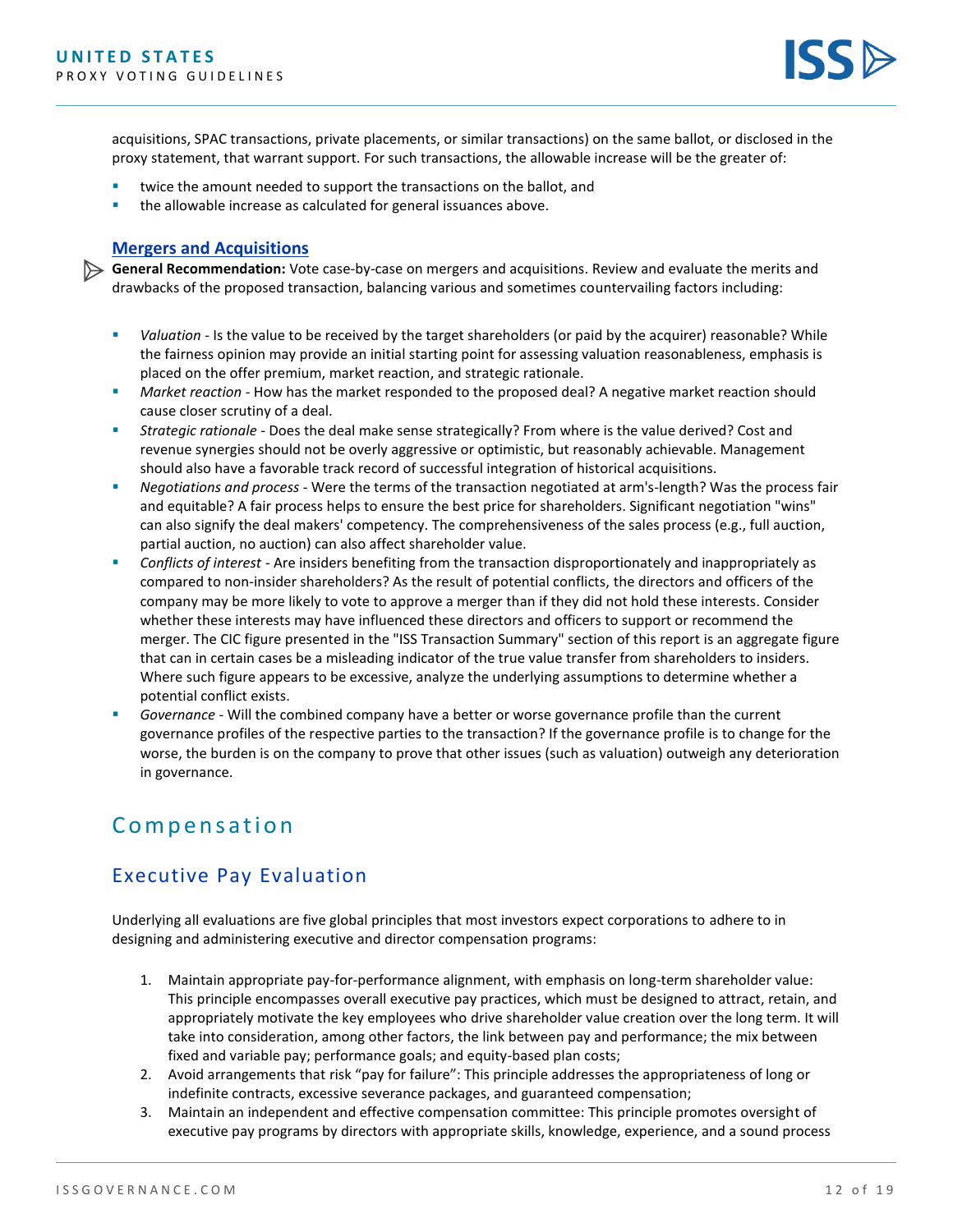acquisitions, SPAC transactions, private placements, or similar transactions) on the same ballot, or disclosed in the proxy statement, that warrant support. For such transactions, the allowable increase will be the greater of:

- twice the amount needed to support the transactions on the ballot, and
- the allowable increase as calculated for general issuances above.

### Mergers and Acquisitions

**General Recommendation:** Vote case-by-case on mergers and acquisitions. Review and evaluate the merits and drawbacks of the proposed transaction, balancing various and sometimes countervailing factors including:

- *Valuation* - Is the value to be received by the target shareholders (or paid by the acquirer) reasonable? While the fairness opinion may provide an initial starting point for assessing valuation reasonableness, emphasis is placed on the offer premium, market reaction, and strategic rationale.
- *Market reaction* - How has the market responded to the proposed deal? A negative market reaction should cause closer scrutiny of a deal.
- *Strategic rationale* - Does the deal make sense strategically? From where is the value derived? Cost and revenue synergies should not be overly aggressive or optimistic, but reasonably achievable. Management should also have a favorable track record of successful integration of historical acquisitions.
- *Negotiations and process* - Were the terms of the transaction negotiated at arm's-length? Was the process fair and equitable? A fair process helps to ensure the best price for shareholders. Significant negotiation "wins" can also signify the deal makers' competency. The comprehensiveness of the sales process (e.g., full auction, partial auction, no auction) can also affect shareholder value.
- *Conflicts of interest* - Are insiders benefiting from the transaction disproportionately and inappropriately as compared to non-insider shareholders? As the result of potential conflicts, the directors and officers of the company may be more likely to vote to approve a merger than if they did not hold these interests. Consider whether these interests may have influenced these directors and officers to support or recommend the merger. The CIC figure presented in the "ISS Transaction Summary" section of this report is an aggregate figure that can in certain cases be a misleading indicator of the true value transfer from shareholders to insiders. Where such figure appears to be excessive, analyze the underlying assumptions to determine whether a potential conflict exists.
- *Governance* - Will the combined company have a better or worse governance profile than the current governance profiles of the respective parties to the transaction? If the governance profile is to change for the worse, the burden is on the company to prove that other issues (such as valuation) outweigh any deterioration in governance.

# Compensation

## Executive Pay Evaluation

Underlying all evaluations are five global principles that most investors expect corporations to adhere to in designing and administering executive and director compensation programs:

1. Maintain appropriate pay-for-performance alignment, with emphasis on long-term shareholder value: This principle encompasses overall executive pay practices, which must be designed to attract, retain, and appropriately motivate the key employees who drive shareholder value creation over the long term. It will take into consideration, among other factors, the link between pay and performance; the mix between fixed and variable pay; performance goals; and equity-based plan costs;
2. Avoid arrangements that risk "pay for failure": This principle addresses the appropriateness of long or indefinite contracts, excessive severance packages, and guaranteed compensation;
3. Maintain an independent and effective compensation committee: This principle promotes oversight of executive pay programs by directors with appropriate skills, knowledge, experience, and a sound process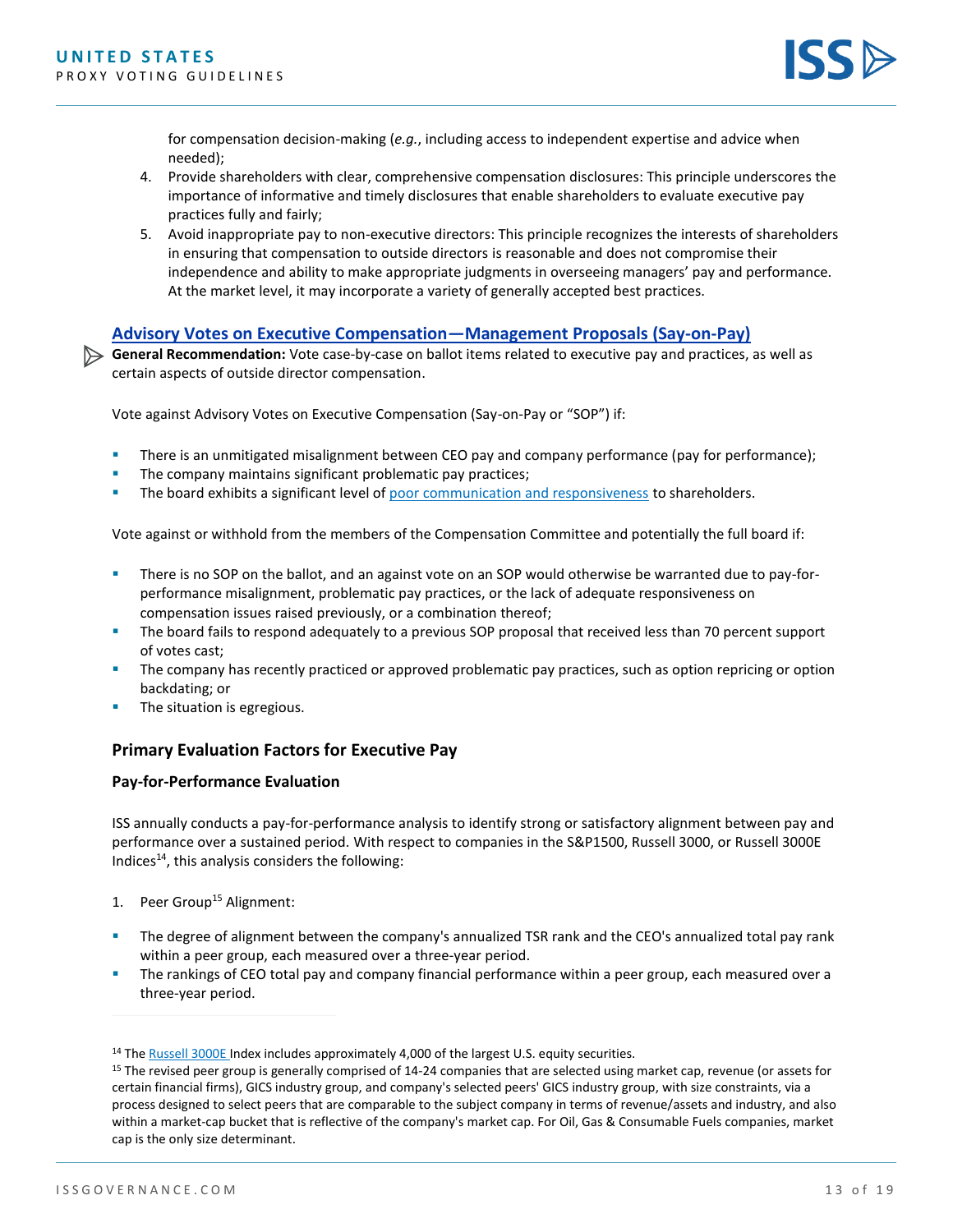for compensation decision-making (*e.g.*, including access to independent expertise and advice when needed);

4. Provide shareholders with clear, comprehensive compensation disclosures: This principle underscores the importance of informative and timely disclosures that enable shareholders to evaluate executive pay practices fully and fairly;
5. Avoid inappropriate pay to non-executive directors: This principle recognizes the interests of shareholders in ensuring that compensation to outside directors is reasonable and does not compromise their independence and ability to make appropriate judgments in overseeing managers' pay and performance. At the market level, it may incorporate a variety of generally accepted best practices.

## Advisory Votes on Executive Compensation—Management Proposals (Say-on-Pay)

**General Recommendation:** Vote case-by-case on ballot items related to executive pay and practices, as well as certain aspects of outside director compensation.

Vote against Advisory Votes on Executive Compensation (Say-on-Pay or "SOP") if:

- There is an unmitigated misalignment between CEO pay and company performance (pay for performance);
- The company maintains significant problematic pay practices;
- The board exhibits a significant level of poor communication and responsiveness to shareholders.

Vote against or withhold from the members of the Compensation Committee and potentially the full board if:

- There is no SOP on the ballot, and an against vote on an SOP would otherwise be warranted due to pay-for-performance misalignment, problematic pay practices, or the lack of adequate responsiveness on compensation issues raised previously, or a combination thereof;
- The board fails to respond adequately to a previous SOP proposal that received less than 70 percent support of votes cast;
- The company has recently practiced or approved problematic pay practices, such as option repricing or option backdating; or
- The situation is egregious.

### Primary Evaluation Factors for Executive Pay

#### Pay-for-Performance Evaluation

ISS annually conducts a pay-for-performance analysis to identify strong or satisfactory alignment between pay and performance over a sustained period. With respect to companies in the S&P1500, Russell 3000, or Russell 3000E Indices[14], this analysis considers the following:

1. Peer Group[15] Alignment:

- The degree of alignment between the company's annualized TSR rank and the CEO's annualized total pay rank within a peer group, each measured over a three-year period.
- The rankings of CEO total pay and company financial performance within a peer group, each measured over a three-year period.

[14] The Russell 3000E Index includes approximately 4,000 of the largest U.S. equity securities.

[15] The revised peer group is generally comprised of 14-24 companies that are selected using market cap, revenue (or assets for certain financial firms), GICS industry group, and company's selected peers' GICS industry group, with size constraints, via a process designed to select peers that are comparable to the subject company in terms of revenue/assets and industry, and also within a market-cap bucket that is reflective of the company's market cap. For Oil, Gas & Consumable Fuels companies, market cap is the only size determinant.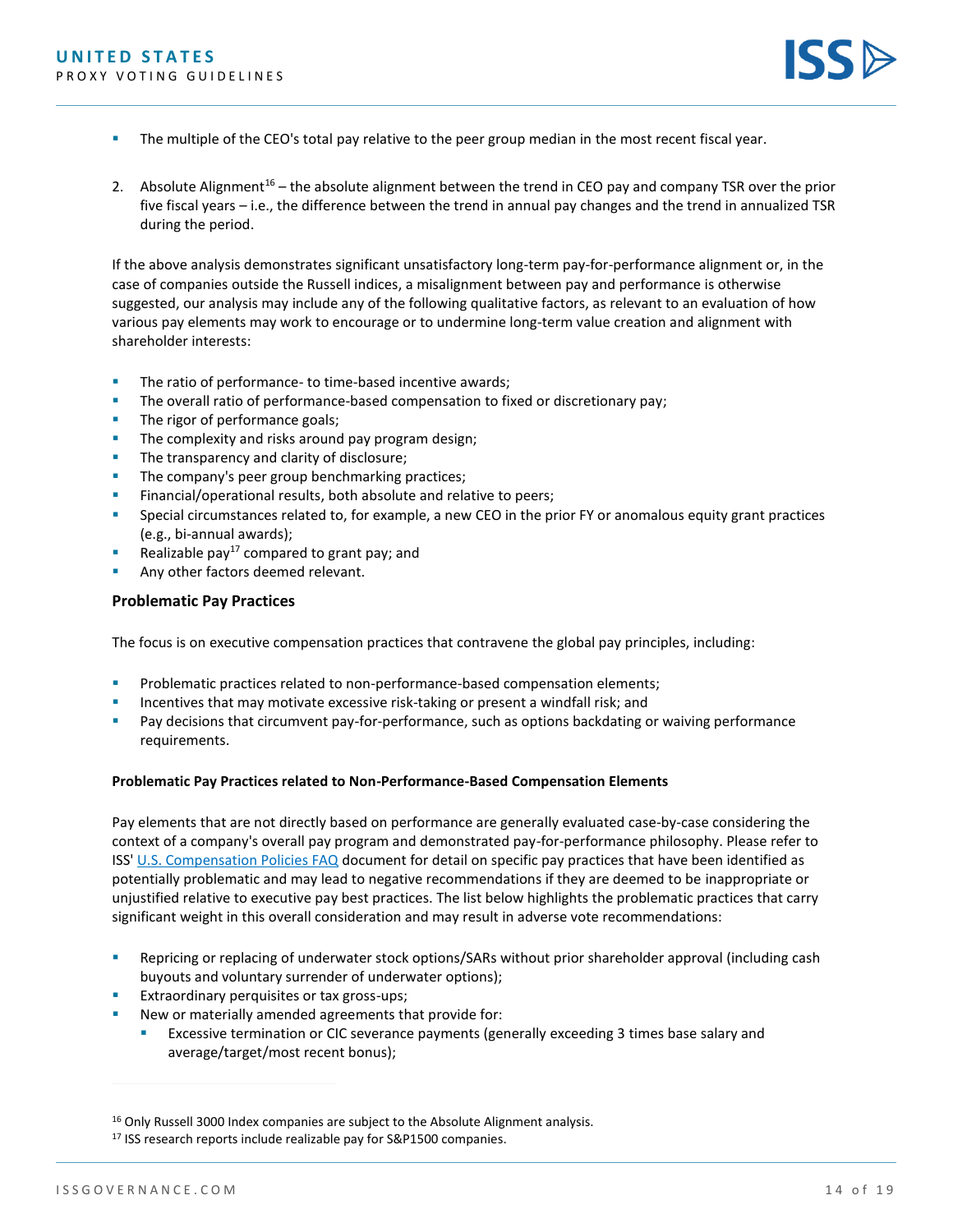- The multiple of the CEO's total pay relative to the peer group median in the most recent fiscal year.

2. Absolute Alignment[16] – the absolute alignment between the trend in CEO pay and company TSR over the prior five fiscal years – i.e., the difference between the trend in annual pay changes and the trend in annualized TSR during the period.

If the above analysis demonstrates significant unsatisfactory long-term pay-for-performance alignment or, in the case of companies outside the Russell indices, a misalignment between pay and performance is otherwise suggested, our analysis may include any of the following qualitative factors, as relevant to an evaluation of how various pay elements may work to encourage or to undermine long-term value creation and alignment with shareholder interests:

- The ratio of performance- to time-based incentive awards;
- The overall ratio of performance-based compensation to fixed or discretionary pay;
- The rigor of performance goals;
- The complexity and risks around pay program design;
- The transparency and clarity of disclosure;
- The company's peer group benchmarking practices;
- Financial/operational results, both absolute and relative to peers;
- Special circumstances related to, for example, a new CEO in the prior FY or anomalous equity grant practices (e.g., bi-annual awards);
- Realizable pay[17] compared to grant pay; and
- Any other factors deemed relevant.

### Problematic Pay Practices

The focus is on executive compensation practices that contravene the global pay principles, including:

- Problematic practices related to non-performance-based compensation elements;
- Incentives that may motivate excessive risk-taking or present a windfall risk; and
- Pay decisions that circumvent pay-for-performance, such as options backdating or waiving performance requirements.

#### Problematic Pay Practices related to Non-Performance-Based Compensation Elements

Pay elements that are not directly based on performance are generally evaluated case-by-case considering the context of a company's overall pay program and demonstrated pay-for-performance philosophy. Please refer to ISS' U.S. Compensation Policies FAQ document for detail on specific pay practices that have been identified as potentially problematic and may lead to negative recommendations if they are deemed to be inappropriate or unjustified relative to executive pay best practices. The list below highlights the problematic practices that carry significant weight in this overall consideration and may result in adverse vote recommendations:

- Repricing or replacing of underwater stock options/SARs without prior shareholder approval (including cash buyouts and voluntary surrender of underwater options);
- Extraordinary perquisites or tax gross-ups;
- New or materially amended agreements that provide for:
  - Excessive termination or CIC severance payments (generally exceeding 3 times base salary and average/target/most recent bonus);

[16] Only Russell 3000 Index companies are subject to the Absolute Alignment analysis.

[17] ISS research reports include realizable pay for S&P1500 companies.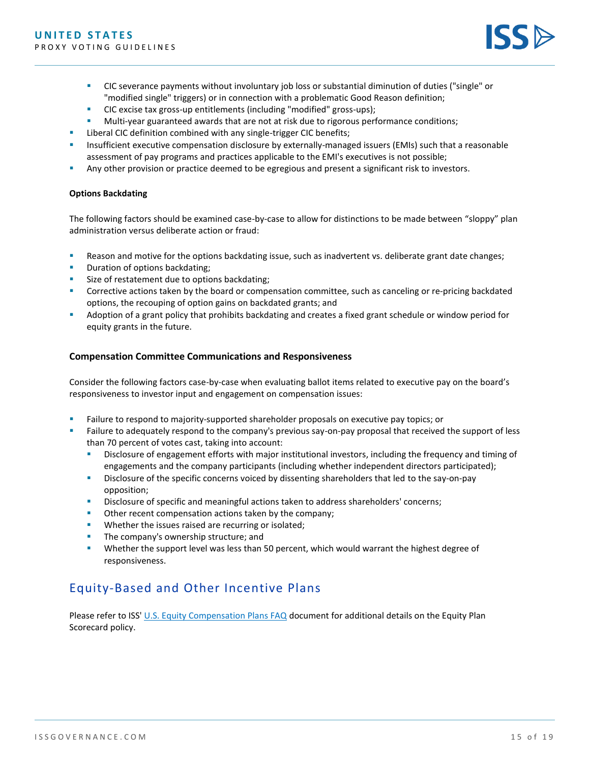- CIC severance payments without involuntary job loss or substantial diminution of duties ("single" or "modified single" triggers) or in connection with a problematic Good Reason definition;
  - CIC excise tax gross-up entitlements (including "modified" gross-ups);
  - Multi-year guaranteed awards that are not at risk due to rigorous performance conditions;
- Liberal CIC definition combined with any single-trigger CIC benefits;
- Insufficient executive compensation disclosure by externally-managed issuers (EMIs) such that a reasonable assessment of pay programs and practices applicable to the EMI's executives is not possible;
- Any other provision or practice deemed to be egregious and present a significant risk to investors.

**Options Backdating**

The following factors should be examined case-by-case to allow for distinctions to be made between "sloppy" plan administration versus deliberate action or fraud:

- Reason and motive for the options backdating issue, such as inadvertent vs. deliberate grant date changes;
- Duration of options backdating;
- Size of restatement due to options backdating;
- Corrective actions taken by the board or compensation committee, such as canceling or re-pricing backdated options, the recouping of option gains on backdated grants; and
- Adoption of a grant policy that prohibits backdating and creates a fixed grant schedule or window period for equity grants in the future.

### Compensation Committee Communications and Responsiveness

Consider the following factors case-by-case when evaluating ballot items related to executive pay on the board's responsiveness to investor input and engagement on compensation issues:

- Failure to respond to majority-supported shareholder proposals on executive pay topics; or
- Failure to adequately respond to the company's previous say-on-pay proposal that received the support of less than 70 percent of votes cast, taking into account:
  - Disclosure of engagement efforts with major institutional investors, including the frequency and timing of engagements and the company participants (including whether independent directors participated);
  - Disclosure of the specific concerns voiced by dissenting shareholders that led to the say-on-pay opposition;
  - Disclosure of specific and meaningful actions taken to address shareholders' concerns;
  - Other recent compensation actions taken by the company;
  - Whether the issues raised are recurring or isolated;
  - The company's ownership structure; and
  - Whether the support level was less than 50 percent, which would warrant the highest degree of responsiveness.

## Equity-Based and Other Incentive Plans

Please refer to ISS' U.S. Equity Compensation Plans FAQ document for additional details on the Equity Plan Scorecard policy.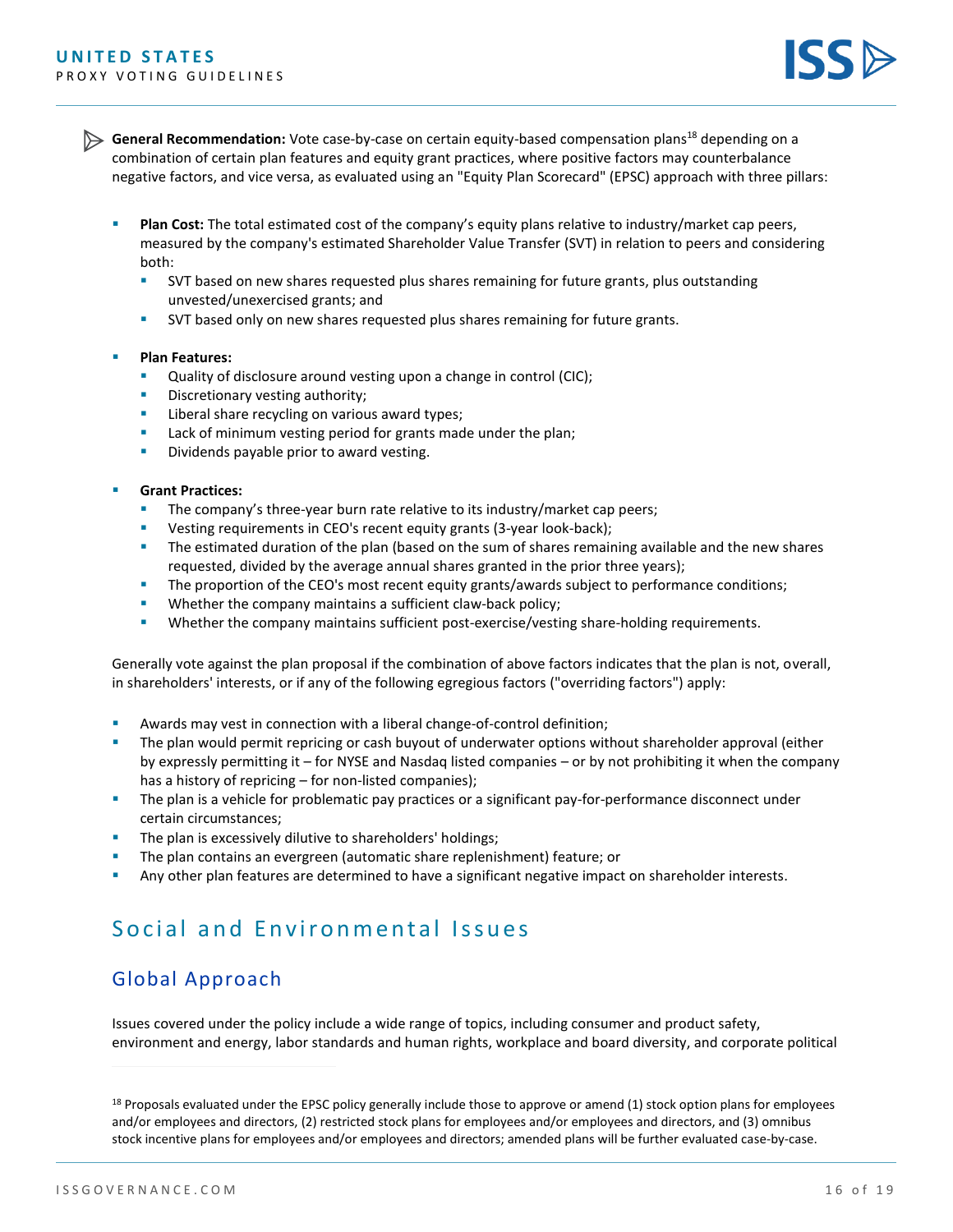**General Recommendation:** Vote case-by-case on certain equity-based compensation plans[18] depending on a combination of certain plan features and equity grant practices, where positive factors may counterbalance negative factors, and vice versa, as evaluated using an "Equity Plan Scorecard" (EPSC) approach with three pillars:

- **Plan Cost:** The total estimated cost of the company's equity plans relative to industry/market cap peers, measured by the company's estimated Shareholder Value Transfer (SVT) in relation to peers and considering both:
  - SVT based on new shares requested plus shares remaining for future grants, plus outstanding unvested/unexercised grants; and
  - SVT based only on new shares requested plus shares remaining for future grants.

- **Plan Features:**
  - Quality of disclosure around vesting upon a change in control (CIC);
  - Discretionary vesting authority;
  - Liberal share recycling on various award types;
  - Lack of minimum vesting period for grants made under the plan;
  - Dividends payable prior to award vesting.

- **Grant Practices:**
  - The company's three-year burn rate relative to its industry/market cap peers;
  - Vesting requirements in CEO's recent equity grants (3-year look-back);
  - The estimated duration of the plan (based on the sum of shares remaining available and the new shares requested, divided by the average annual shares granted in the prior three years);
  - The proportion of the CEO's most recent equity grants/awards subject to performance conditions;
  - Whether the company maintains a sufficient claw-back policy;
  - Whether the company maintains sufficient post-exercise/vesting share-holding requirements.

Generally vote against the plan proposal if the combination of above factors indicates that the plan is not, overall, in shareholders' interests, or if any of the following egregious factors ("overriding factors") apply:

- Awards may vest in connection with a liberal change-of-control definition;
- The plan would permit repricing or cash buyout of underwater options without shareholder approval (either by expressly permitting it – for NYSE and Nasdaq listed companies – or by not prohibiting it when the company has a history of repricing – for non-listed companies);
- The plan is a vehicle for problematic pay practices or a significant pay-for-performance disconnect under certain circumstances;
- The plan is excessively dilutive to shareholders' holdings;
- The plan contains an evergreen (automatic share replenishment) feature; or
- Any other plan features are determined to have a significant negative impact on shareholder interests.

# Social and Environmental Issues

## Global Approach

Issues covered under the policy include a wide range of topics, including consumer and product safety, environment and energy, labor standards and human rights, workplace and board diversity, and corporate political

[18] Proposals evaluated under the EPSC policy generally include those to approve or amend (1) stock option plans for employees and/or employees and directors, (2) restricted stock plans for employees and/or employees and directors, and (3) omnibus stock incentive plans for employees and/or employees and directors; amended plans will be further evaluated case-by-case.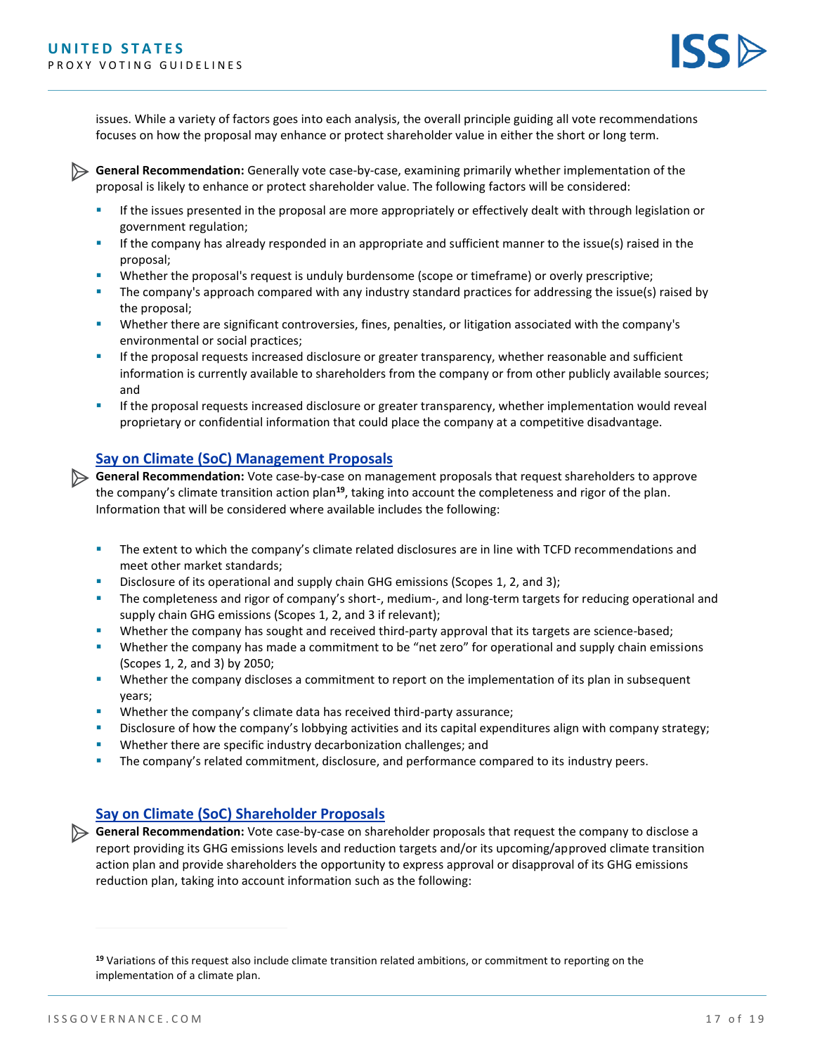issues. While a variety of factors goes into each analysis, the overall principle guiding all vote recommendations focuses on how the proposal may enhance or protect shareholder value in either the short or long term.

**General Recommendation:** Generally vote case-by-case, examining primarily whether implementation of the proposal is likely to enhance or protect shareholder value. The following factors will be considered:

- If the issues presented in the proposal are more appropriately or effectively dealt with through legislation or government regulation;
- If the company has already responded in an appropriate and sufficient manner to the issue(s) raised in the proposal;
- Whether the proposal's request is unduly burdensome (scope or timeframe) or overly prescriptive;
- The company's approach compared with any industry standard practices for addressing the issue(s) raised by the proposal;
- Whether there are significant controversies, fines, penalties, or litigation associated with the company's environmental or social practices;
- If the proposal requests increased disclosure or greater transparency, whether reasonable and sufficient information is currently available to shareholders from the company or from other publicly available sources; and
- If the proposal requests increased disclosure or greater transparency, whether implementation would reveal proprietary or confidential information that could place the company at a competitive disadvantage.

## Say on Climate (SoC) Management Proposals

**General Recommendation:** Vote case-by-case on management proposals that request shareholders to approve the company's climate transition action plan[19], taking into account the completeness and rigor of the plan. Information that will be considered where available includes the following:

- The extent to which the company's climate related disclosures are in line with TCFD recommendations and meet other market standards;
- Disclosure of its operational and supply chain GHG emissions (Scopes 1, 2, and 3);
- The completeness and rigor of company's short-, medium-, and long-term targets for reducing operational and supply chain GHG emissions (Scopes 1, 2, and 3 if relevant);
- Whether the company has sought and received third-party approval that its targets are science-based;
- Whether the company has made a commitment to be "net zero" for operational and supply chain emissions (Scopes 1, 2, and 3) by 2050;
- Whether the company discloses a commitment to report on the implementation of its plan in subsequent years;
- Whether the company's climate data has received third-party assurance;
- Disclosure of how the company's lobbying activities and its capital expenditures align with company strategy;
- Whether there are specific industry decarbonization challenges; and
- The company's related commitment, disclosure, and performance compared to its industry peers.

## Say on Climate (SoC) Shareholder Proposals

**General Recommendation:** Vote case-by-case on shareholder proposals that request the company to disclose a report providing its GHG emissions levels and reduction targets and/or its upcoming/approved climate transition action plan and provide shareholders the opportunity to express approval or disapproval of its GHG emissions reduction plan, taking into account information such as the following:

---

[19] Variations of this request also include climate transition related ambitions, or commitment to reporting on the implementation of a climate plan.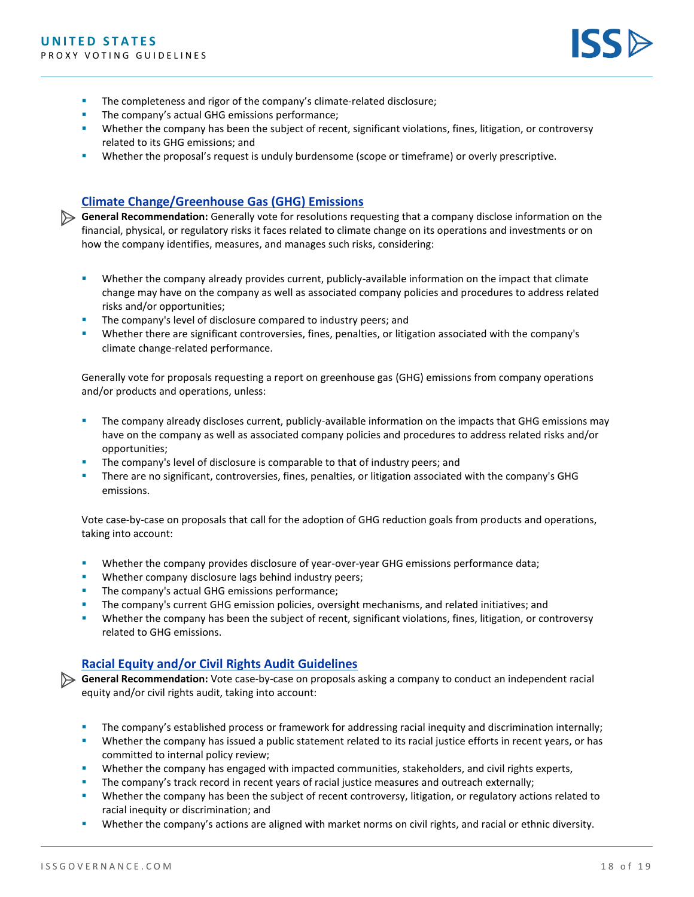- The completeness and rigor of the company's climate-related disclosure;
- The company's actual GHG emissions performance;
- Whether the company has been the subject of recent, significant violations, fines, litigation, or controversy related to its GHG emissions; and
- Whether the proposal's request is unduly burdensome (scope or timeframe) or overly prescriptive.

### Climate Change/Greenhouse Gas (GHG) Emissions

**General Recommendation:** Generally vote for resolutions requesting that a company disclose information on the financial, physical, or regulatory risks it faces related to climate change on its operations and investments or on how the company identifies, measures, and manages such risks, considering:

- Whether the company already provides current, publicly-available information on the impact that climate change may have on the company as well as associated company policies and procedures to address related risks and/or opportunities;
- The company's level of disclosure compared to industry peers; and
- Whether there are significant controversies, fines, penalties, or litigation associated with the company's climate change-related performance.

Generally vote for proposals requesting a report on greenhouse gas (GHG) emissions from company operations and/or products and operations, unless:

- The company already discloses current, publicly-available information on the impacts that GHG emissions may have on the company as well as associated company policies and procedures to address related risks and/or opportunities;
- The company's level of disclosure is comparable to that of industry peers; and
- There are no significant, controversies, fines, penalties, or litigation associated with the company's GHG emissions.

Vote case-by-case on proposals that call for the adoption of GHG reduction goals from products and operations, taking into account:

- Whether the company provides disclosure of year-over-year GHG emissions performance data;
- Whether company disclosure lags behind industry peers;
- The company's actual GHG emissions performance;
- The company's current GHG emission policies, oversight mechanisms, and related initiatives; and
- Whether the company has been the subject of recent, significant violations, fines, litigation, or controversy related to GHG emissions.

### Racial Equity and/or Civil Rights Audit Guidelines

**General Recommendation:** Vote case-by-case on proposals asking a company to conduct an independent racial equity and/or civil rights audit, taking into account:

- The company's established process or framework for addressing racial inequity and discrimination internally;
- Whether the company has issued a public statement related to its racial justice efforts in recent years, or has committed to internal policy review;
- Whether the company has engaged with impacted communities, stakeholders, and civil rights experts,
- The company's track record in recent years of racial justice measures and outreach externally;
- Whether the company has been the subject of recent controversy, litigation, or regulatory actions related to racial inequity or discrimination; and
- Whether the company's actions are aligned with market norms on civil rights, and racial or ethnic diversity.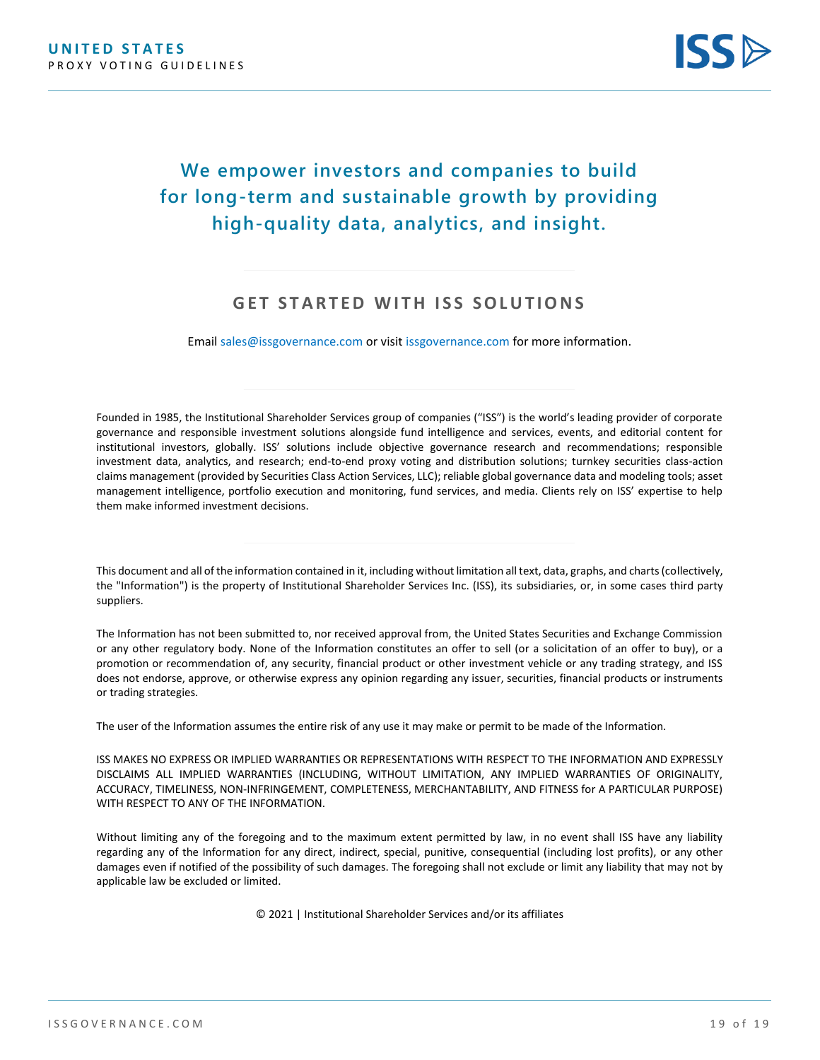## We empower investors and companies to build for long-term and sustainable growth by providing high-quality data, analytics, and insight.

### GET STARTED WITH ISS SOLUTIONS

Email sales@issgovernance.com or visit issgovernance.com for more information.

Founded in 1985, the Institutional Shareholder Services group of companies ("ISS") is the world's leading provider of corporate governance and responsible investment solutions alongside fund intelligence and services, events, and editorial content for institutional investors, globally. ISS' solutions include objective governance research and recommendations; responsible investment data, analytics, and research; end-to-end proxy voting and distribution solutions; turnkey securities class-action claims management (provided by Securities Class Action Services, LLC); reliable global governance data and modeling tools; asset management intelligence, portfolio execution and monitoring, fund services, and media. Clients rely on ISS' expertise to help them make informed investment decisions.

This document and all of the information contained in it, including without limitation all text, data, graphs, and charts (collectively, the "Information") is the property of Institutional Shareholder Services Inc. (ISS), its subsidiaries, or, in some cases third party suppliers.

The Information has not been submitted to, nor received approval from, the United States Securities and Exchange Commission or any other regulatory body. None of the Information constitutes an offer to sell (or a solicitation of an offer to buy), or a promotion or recommendation of, any security, financial product or other investment vehicle or any trading strategy, and ISS does not endorse, approve, or otherwise express any opinion regarding any issuer, securities, financial products or instruments or trading strategies.

The user of the Information assumes the entire risk of any use it may make or permit to be made of the Information.

ISS MAKES NO EXPRESS OR IMPLIED WARRANTIES OR REPRESENTATIONS WITH RESPECT TO THE INFORMATION AND EXPRESSLY DISCLAIMS ALL IMPLIED WARRANTIES (INCLUDING, WITHOUT LIMITATION, ANY IMPLIED WARRANTIES OF ORIGINALITY, ACCURACY, TIMELINESS, NON-INFRINGEMENT, COMPLETENESS, MERCHANTABILITY, AND FITNESS for A PARTICULAR PURPOSE) WITH RESPECT TO ANY OF THE INFORMATION.

Without limiting any of the foregoing and to the maximum extent permitted by law, in no event shall ISS have any liability regarding any of the Information for any direct, indirect, special, punitive, consequential (including lost profits), or any other damages even if notified of the possibility of such damages. The foregoing shall not exclude or limit any liability that may not by applicable law be excluded or limited.

© 2021 | Institutional Shareholder Services and/or its affiliates